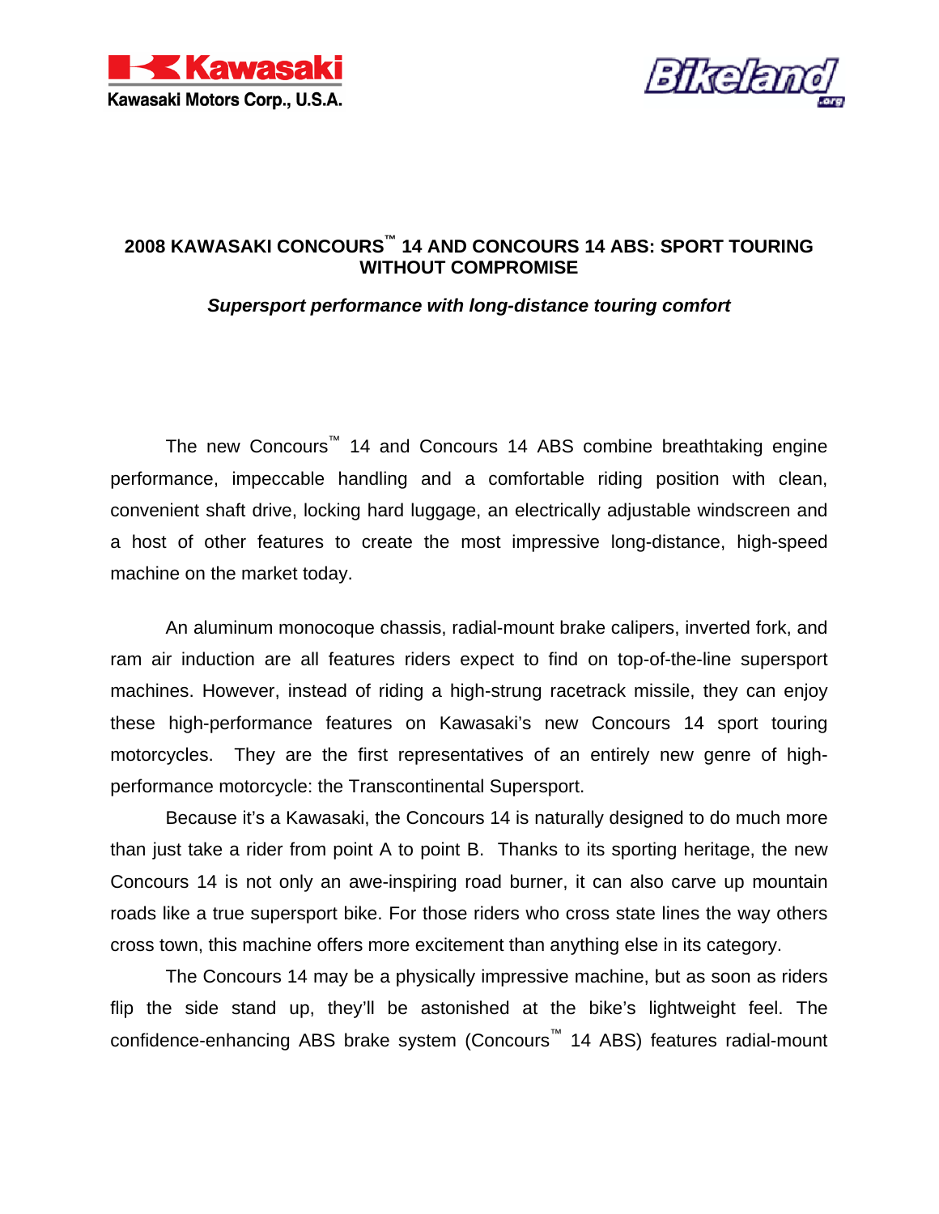Kawasaki Motors Corp., U.S.A.

# 2008 KAWASAKI CONCOURS™ 14 AND CONCOURS 14 ABS: SPORT TOURING WITHOUT COMPROMISE

***Supersport performance with long-distance touring comfort***

The new Concours™ 14 and Concours 14 ABS combine breathtaking engine performance, impeccable handling and a comfortable riding position with clean, convenient shaft drive, locking hard luggage, an electrically adjustable windscreen and a host of other features to create the most impressive long-distance, high-speed machine on the market today.

An aluminum monocoque chassis, radial-mount brake calipers, inverted fork, and ram air induction are all features riders expect to find on top-of-the-line supersport machines. However, instead of riding a high-strung racetrack missile, they can enjoy these high-performance features on Kawasaki's new Concours 14 sport touring motorcycles. They are the first representatives of an entirely new genre of high-performance motorcycle: the Transcontinental Supersport.

Because it's a Kawasaki, the Concours 14 is naturally designed to do much more than just take a rider from point A to point B. Thanks to its sporting heritage, the new Concours 14 is not only an awe-inspiring road burner, it can also carve up mountain roads like a true supersport bike. For those riders who cross state lines the way others cross town, this machine offers more excitement than anything else in its category.

The Concours 14 may be a physically impressive machine, but as soon as riders flip the side stand up, they'll be astonished at the bike's lightweight feel. The confidence-enhancing ABS brake system (Concours™ 14 ABS) features radial-mount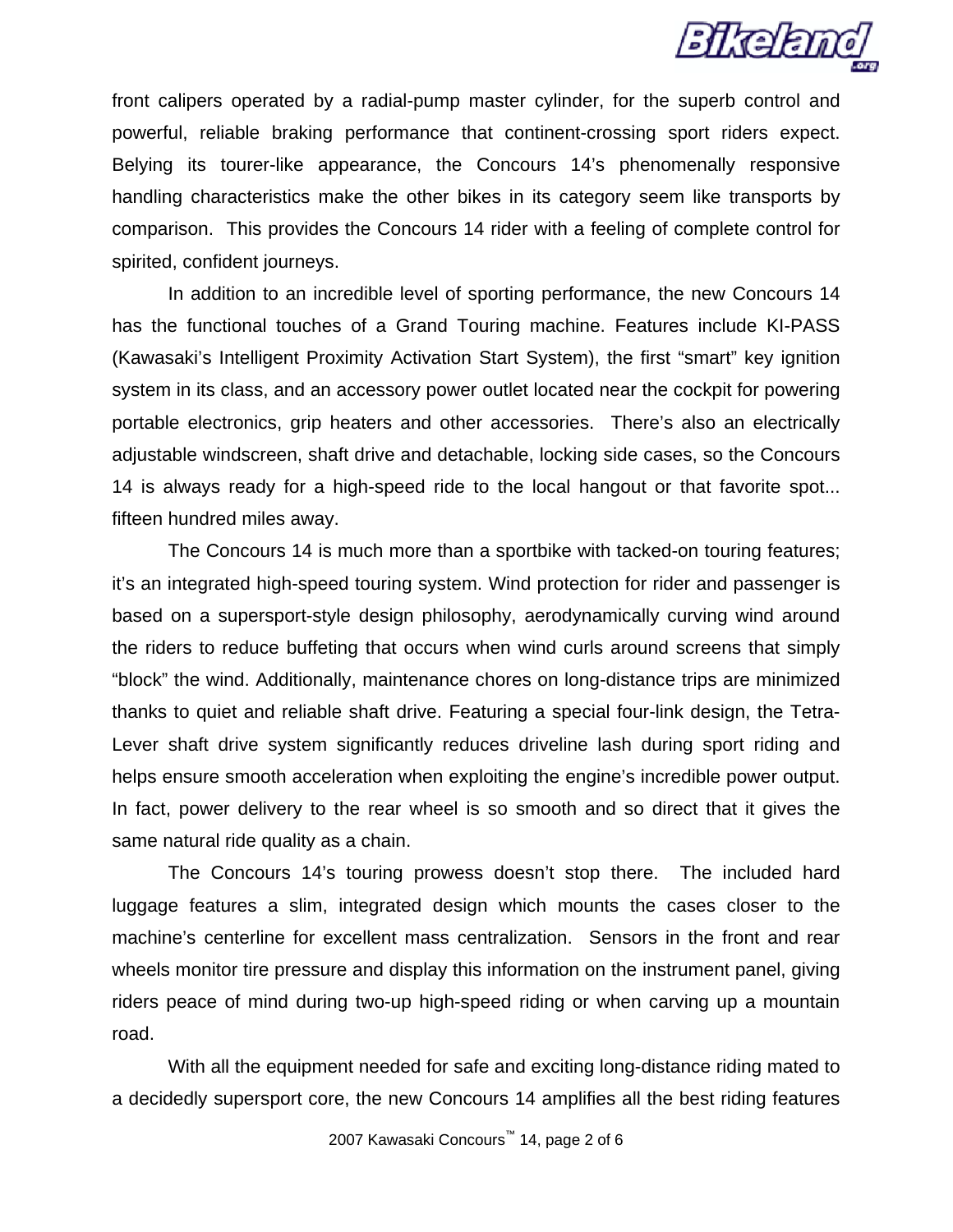front calipers operated by a radial-pump master cylinder, for the superb control and powerful, reliable braking performance that continent-crossing sport riders expect. Belying its tourer-like appearance, the Concours 14's phenomenally responsive handling characteristics make the other bikes in its category seem like transports by comparison. This provides the Concours 14 rider with a feeling of complete control for spirited, confident journeys.

In addition to an incredible level of sporting performance, the new Concours 14 has the functional touches of a Grand Touring machine. Features include KI-PASS (Kawasaki's Intelligent Proximity Activation Start System), the first "smart" key ignition system in its class, and an accessory power outlet located near the cockpit for powering portable electronics, grip heaters and other accessories. There's also an electrically adjustable windscreen, shaft drive and detachable, locking side cases, so the Concours 14 is always ready for a high-speed ride to the local hangout or that favorite spot... fifteen hundred miles away.

The Concours 14 is much more than a sportbike with tacked-on touring features; it's an integrated high-speed touring system. Wind protection for rider and passenger is based on a supersport-style design philosophy, aerodynamically curving wind around the riders to reduce buffeting that occurs when wind curls around screens that simply "block" the wind. Additionally, maintenance chores on long-distance trips are minimized thanks to quiet and reliable shaft drive. Featuring a special four-link design, the Tetra-Lever shaft drive system significantly reduces driveline lash during sport riding and helps ensure smooth acceleration when exploiting the engine's incredible power output. In fact, power delivery to the rear wheel is so smooth and so direct that it gives the same natural ride quality as a chain.

The Concours 14's touring prowess doesn't stop there. The included hard luggage features a slim, integrated design which mounts the cases closer to the machine's centerline for excellent mass centralization. Sensors in the front and rear wheels monitor tire pressure and display this information on the instrument panel, giving riders peace of mind during two-up high-speed riding or when carving up a mountain road.

With all the equipment needed for safe and exciting long-distance riding mated to a decidedly supersport core, the new Concours 14 amplifies all the best riding features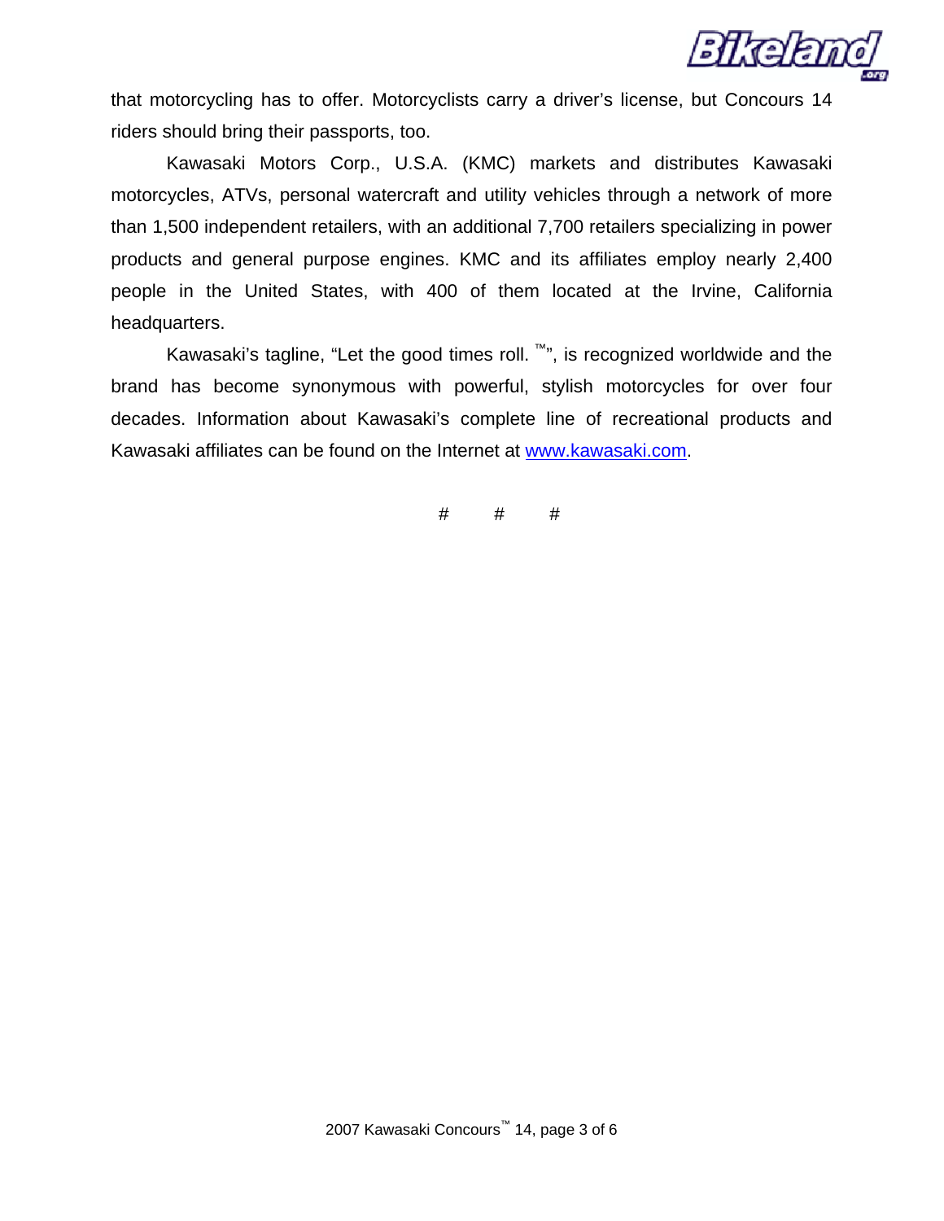that motorcycling has to offer. Motorcyclists carry a driver's license, but Concours 14 riders should bring their passports, too.

Kawasaki Motors Corp., U.S.A. (KMC) markets and distributes Kawasaki motorcycles, ATVs, personal watercraft and utility vehicles through a network of more than 1,500 independent retailers, with an additional 7,700 retailers specializing in power products and general purpose engines. KMC and its affiliates employ nearly 2,400 people in the United States, with 400 of them located at the Irvine, California headquarters.

Kawasaki's tagline, "Let the good times roll. ™", is recognized worldwide and the brand has become synonymous with powerful, stylish motorcycles for over four decades. Information about Kawasaki's complete line of recreational products and Kawasaki affiliates can be found on the Internet at www.kawasaki.com.

# # #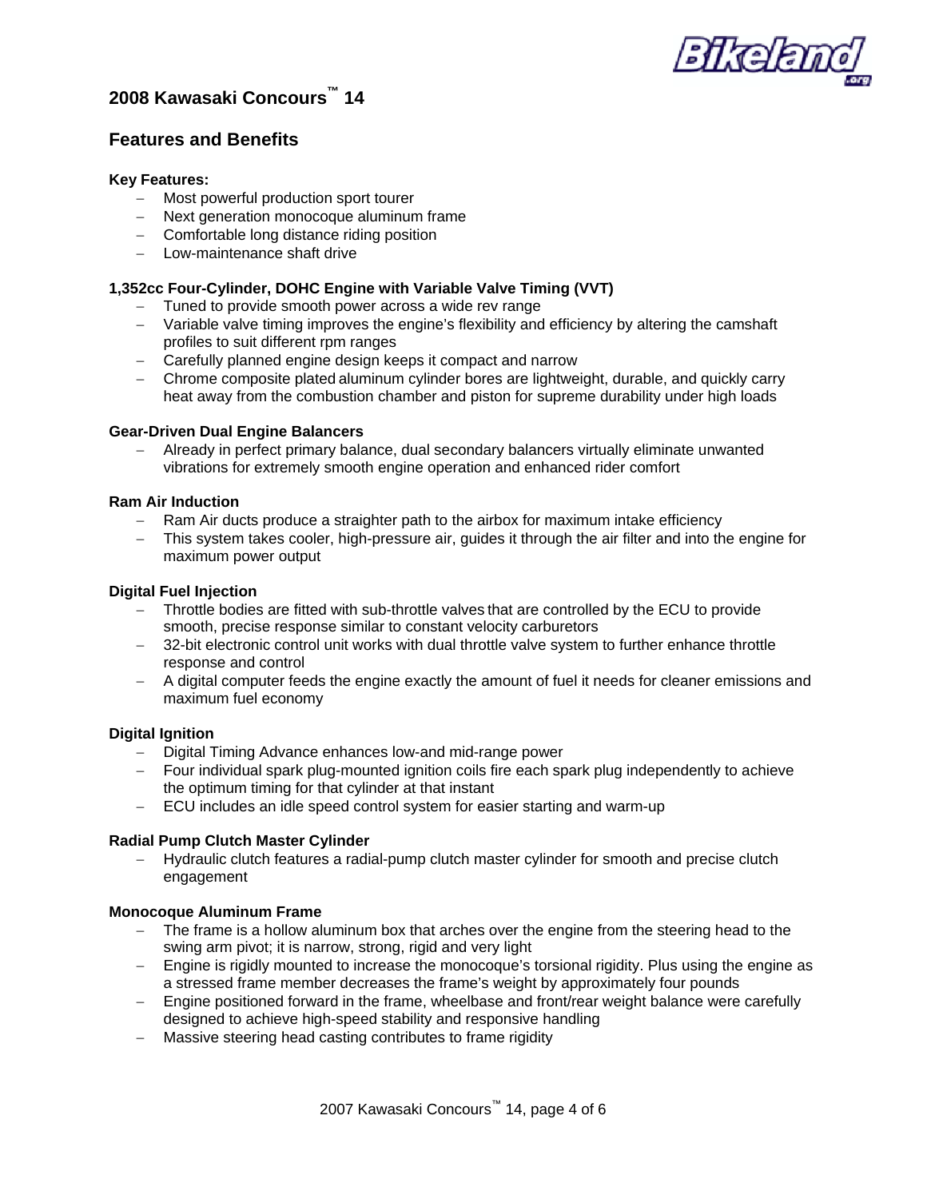# 2008 Kawasaki Concours™ 14

## Features and Benefits

**Key Features:**

- Most powerful production sport tourer
- Next generation monocoque aluminum frame
- Comfortable long distance riding position
- Low-maintenance shaft drive

**1,352cc Four-Cylinder, DOHC Engine with Variable Valve Timing (VVT)**

- Tuned to provide smooth power across a wide rev range
- Variable valve timing improves the engine's flexibility and efficiency by altering the camshaft profiles to suit different rpm ranges
- Carefully planned engine design keeps it compact and narrow
- Chrome composite plated aluminum cylinder bores are lightweight, durable, and quickly carry heat away from the combustion chamber and piston for supreme durability under high loads

**Gear-Driven Dual Engine Balancers**

- Already in perfect primary balance, dual secondary balancers virtually eliminate unwanted vibrations for extremely smooth engine operation and enhanced rider comfort

**Ram Air Induction**

- Ram Air ducts produce a straighter path to the airbox for maximum intake efficiency
- This system takes cooler, high-pressure air, guides it through the air filter and into the engine for maximum power output

**Digital Fuel Injection**

- Throttle bodies are fitted with sub-throttle valves that are controlled by the ECU to provide smooth, precise response similar to constant velocity carburetors
- 32-bit electronic control unit works with dual throttle valve system to further enhance throttle response and control
- A digital computer feeds the engine exactly the amount of fuel it needs for cleaner emissions and maximum fuel economy

**Digital Ignition**

- Digital Timing Advance enhances low-and mid-range power
- Four individual spark plug-mounted ignition coils fire each spark plug independently to achieve the optimum timing for that cylinder at that instant
- ECU includes an idle speed control system for easier starting and warm-up

**Radial Pump Clutch Master Cylinder**

- Hydraulic clutch features a radial-pump clutch master cylinder for smooth and precise clutch engagement

**Monocoque Aluminum Frame**

- The frame is a hollow aluminum box that arches over the engine from the steering head to the swing arm pivot; it is narrow, strong, rigid and very light
- Engine is rigidly mounted to increase the monocoque's torsional rigidity. Plus using the engine as a stressed frame member decreases the frame's weight by approximately four pounds
- Engine positioned forward in the frame, wheelbase and front/rear weight balance were carefully designed to achieve high-speed stability and responsive handling
- Massive steering head casting contributes to frame rigidity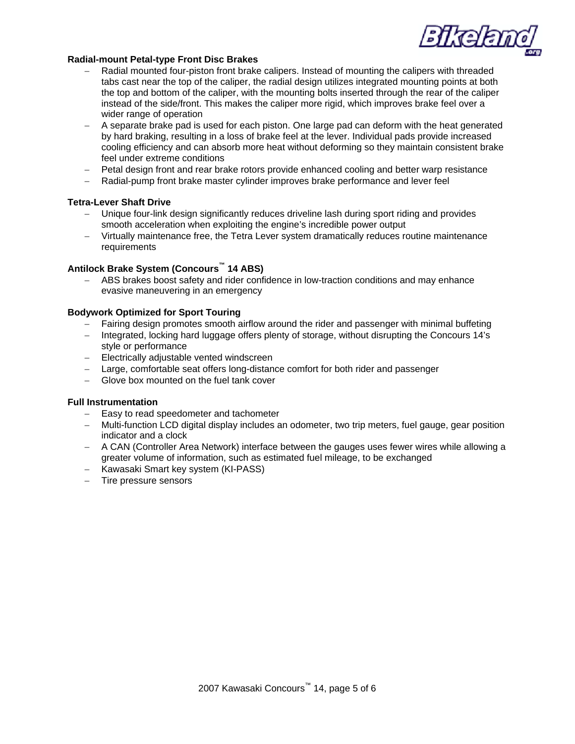**Radial-mount Petal-type Front Disc Brakes**

- Radial mounted four-piston front brake calipers. Instead of mounting the calipers with threaded tabs cast near the top of the caliper, the radial design utilizes integrated mounting points at both the top and bottom of the caliper, with the mounting bolts inserted through the rear of the caliper instead of the side/front. This makes the caliper more rigid, which improves brake feel over a wider range of operation
- A separate brake pad is used for each piston. One large pad can deform with the heat generated by hard braking, resulting in a loss of brake feel at the lever. Individual pads provide increased cooling efficiency and can absorb more heat without deforming so they maintain consistent brake feel under extreme conditions
- Petal design front and rear brake rotors provide enhanced cooling and better warp resistance
- Radial-pump front brake master cylinder improves brake performance and lever feel

**Tetra-Lever Shaft Drive**

- Unique four-link design significantly reduces driveline lash during sport riding and provides smooth acceleration when exploiting the engine's incredible power output
- Virtually maintenance free, the Tetra Lever system dramatically reduces routine maintenance requirements

**Antilock Brake System (Concours™ 14 ABS)**

- ABS brakes boost safety and rider confidence in low-traction conditions and may enhance evasive maneuvering in an emergency

**Bodywork Optimized for Sport Touring**

- Fairing design promotes smooth airflow around the rider and passenger with minimal buffeting
- Integrated, locking hard luggage offers plenty of storage, without disrupting the Concours 14's style or performance
- Electrically adjustable vented windscreen
- Large, comfortable seat offers long-distance comfort for both rider and passenger
- Glove box mounted on the fuel tank cover

**Full Instrumentation**

- Easy to read speedometer and tachometer
- Multi-function LCD digital display includes an odometer, two trip meters, fuel gauge, gear position indicator and a clock
- A CAN (Controller Area Network) interface between the gauges uses fewer wires while allowing a greater volume of information, such as estimated fuel mileage, to be exchanged
- Kawasaki Smart key system (KI-PASS)
- Tire pressure sensors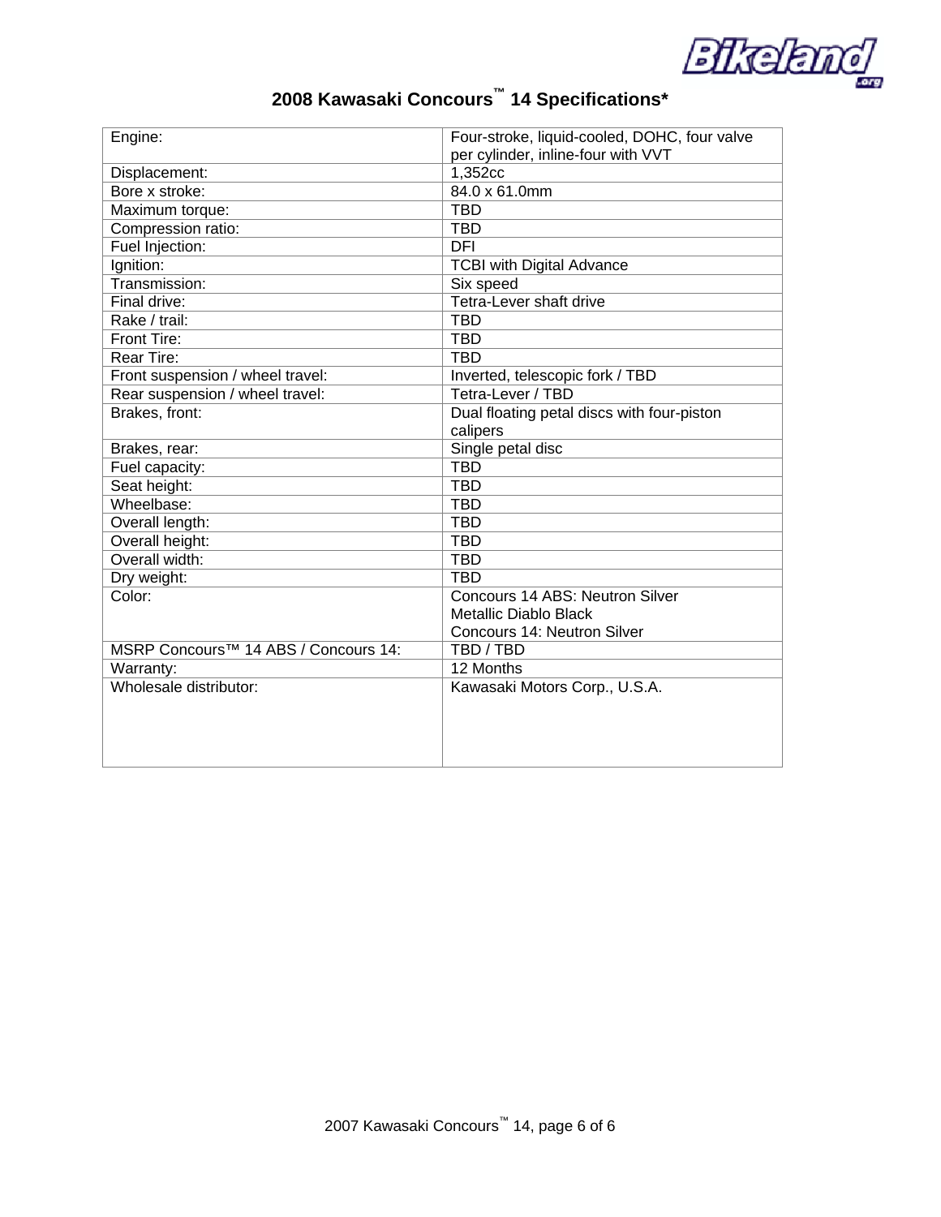## 2008 Kawasaki Concours™ 14 Specifications*

| | |
|---|---|
| Engine: | Four-stroke, liquid-cooled, DOHC, four valve per cylinder, inline-four with VVT |
| Displacement: | 1,352cc |
| Bore x stroke: | 84.0 x 61.0mm |
| Maximum torque: | TBD |
| Compression ratio: | TBD |
| Fuel Injection: | DFI |
| Ignition: | TCBI with Digital Advance |
| Transmission: | Six speed |
| Final drive: | Tetra-Lever shaft drive |
| Rake / trail: | TBD |
| Front Tire: | TBD |
| Rear Tire: | TBD |
| Front suspension / wheel travel: | Inverted, telescopic fork / TBD |
| Rear suspension / wheel travel: | Tetra-Lever / TBD |
| Brakes, front: | Dual floating petal discs with four-piston calipers |
| Brakes, rear: | Single petal disc |
| Fuel capacity: | TBD |
| Seat height: | TBD |
| Wheelbase: | TBD |
| Overall length: | TBD |
| Overall height: | TBD |
| Overall width: | TBD |
| Dry weight: | TBD |
| Color: | Concours 14 ABS: Neutron Silver Metallic Diablo Black<br>Concours 14: Neutron Silver |
| MSRP Concours™ 14 ABS / Concours 14: | TBD / TBD |
| Warranty: | 12 Months |
| Wholesale distributor: | Kawasaki Motors Corp., U.S.A. |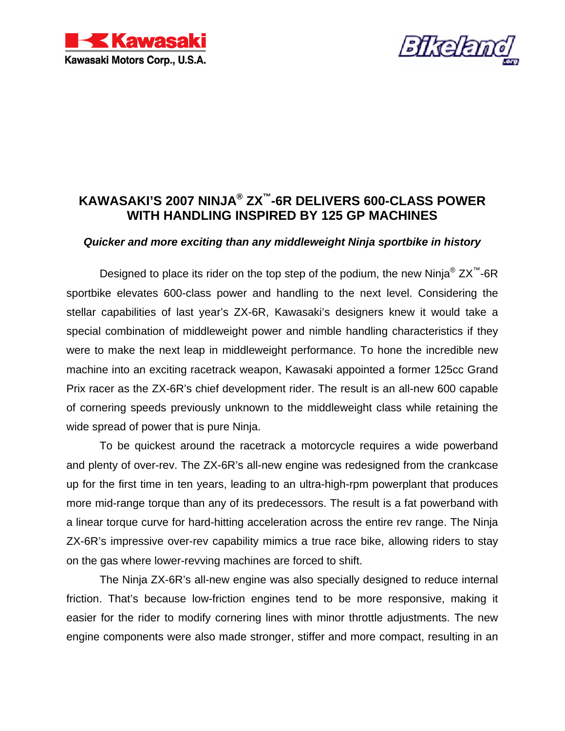Kawasaki

Kawasaki Motors Corp., U.S.A.

Bikeland.org

# KAWASAKI'S 2007 NINJA® ZX™-6R DELIVERS 600-CLASS POWER WITH HANDLING INSPIRED BY 125 GP MACHINES

***Quicker and more exciting than any middleweight Ninja sportbike in history***

Designed to place its rider on the top step of the podium, the new Ninja® ZX™-6R sportbike elevates 600-class power and handling to the next level. Considering the stellar capabilities of last year's ZX-6R, Kawasaki's designers knew it would take a special combination of middleweight power and nimble handling characteristics if they were to make the next leap in middleweight performance. To hone the incredible new machine into an exciting racetrack weapon, Kawasaki appointed a former 125cc Grand Prix racer as the ZX-6R's chief development rider. The result is an all-new 600 capable of cornering speeds previously unknown to the middleweight class while retaining the wide spread of power that is pure Ninja.

To be quickest around the racetrack a motorcycle requires a wide powerband and plenty of over-rev. The ZX-6R's all-new engine was redesigned from the crankcase up for the first time in ten years, leading to an ultra-high-rpm powerplant that produces more mid-range torque than any of its predecessors. The result is a fat powerband with a linear torque curve for hard-hitting acceleration across the entire rev range. The Ninja ZX-6R's impressive over-rev capability mimics a true race bike, allowing riders to stay on the gas where lower-revving machines are forced to shift.

The Ninja ZX-6R's all-new engine was also specially designed to reduce internal friction. That's because low-friction engines tend to be more responsive, making it easier for the rider to modify cornering lines with minor throttle adjustments. The new engine components were also made stronger, stiffer and more compact, resulting in an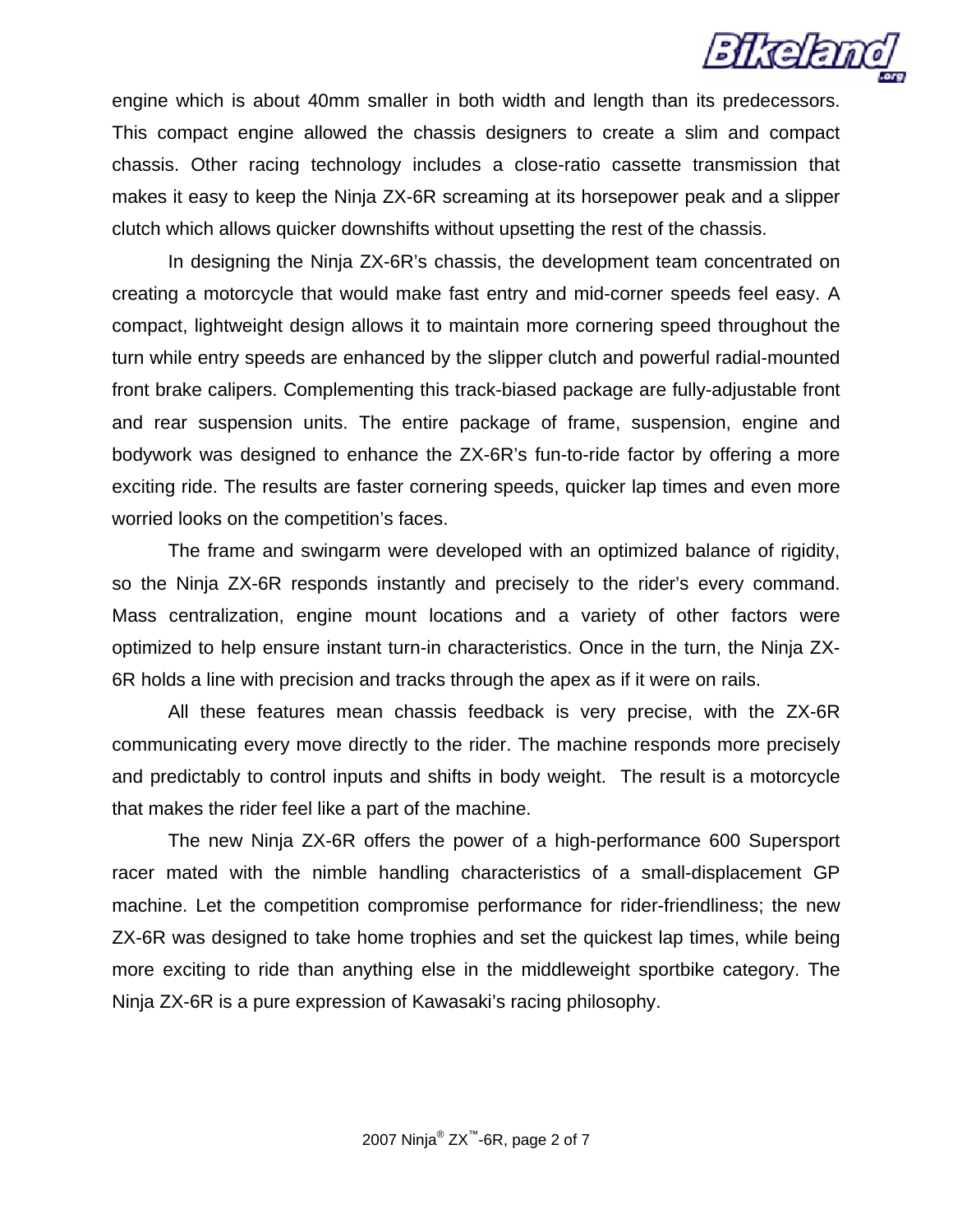engine which is about 40mm smaller in both width and length than its predecessors. This compact engine allowed the chassis designers to create a slim and compact chassis. Other racing technology includes a close-ratio cassette transmission that makes it easy to keep the Ninja ZX-6R screaming at its horsepower peak and a slipper clutch which allows quicker downshifts without upsetting the rest of the chassis.

In designing the Ninja ZX-6R's chassis, the development team concentrated on creating a motorcycle that would make fast entry and mid-corner speeds feel easy. A compact, lightweight design allows it to maintain more cornering speed throughout the turn while entry speeds are enhanced by the slipper clutch and powerful radial-mounted front brake calipers. Complementing this track-biased package are fully-adjustable front and rear suspension units. The entire package of frame, suspension, engine and bodywork was designed to enhance the ZX-6R's fun-to-ride factor by offering a more exciting ride. The results are faster cornering speeds, quicker lap times and even more worried looks on the competition's faces.

The frame and swingarm were developed with an optimized balance of rigidity, so the Ninja ZX-6R responds instantly and precisely to the rider's every command. Mass centralization, engine mount locations and a variety of other factors were optimized to help ensure instant turn-in characteristics. Once in the turn, the Ninja ZX-6R holds a line with precision and tracks through the apex as if it were on rails.

All these features mean chassis feedback is very precise, with the ZX-6R communicating every move directly to the rider. The machine responds more precisely and predictably to control inputs and shifts in body weight. The result is a motorcycle that makes the rider feel like a part of the machine.

The new Ninja ZX-6R offers the power of a high-performance 600 Supersport racer mated with the nimble handling characteristics of a small-displacement GP machine. Let the competition compromise performance for rider-friendliness; the new ZX-6R was designed to take home trophies and set the quickest lap times, while being more exciting to ride than anything else in the middleweight sportbike category. The Ninja ZX-6R is a pure expression of Kawasaki's racing philosophy.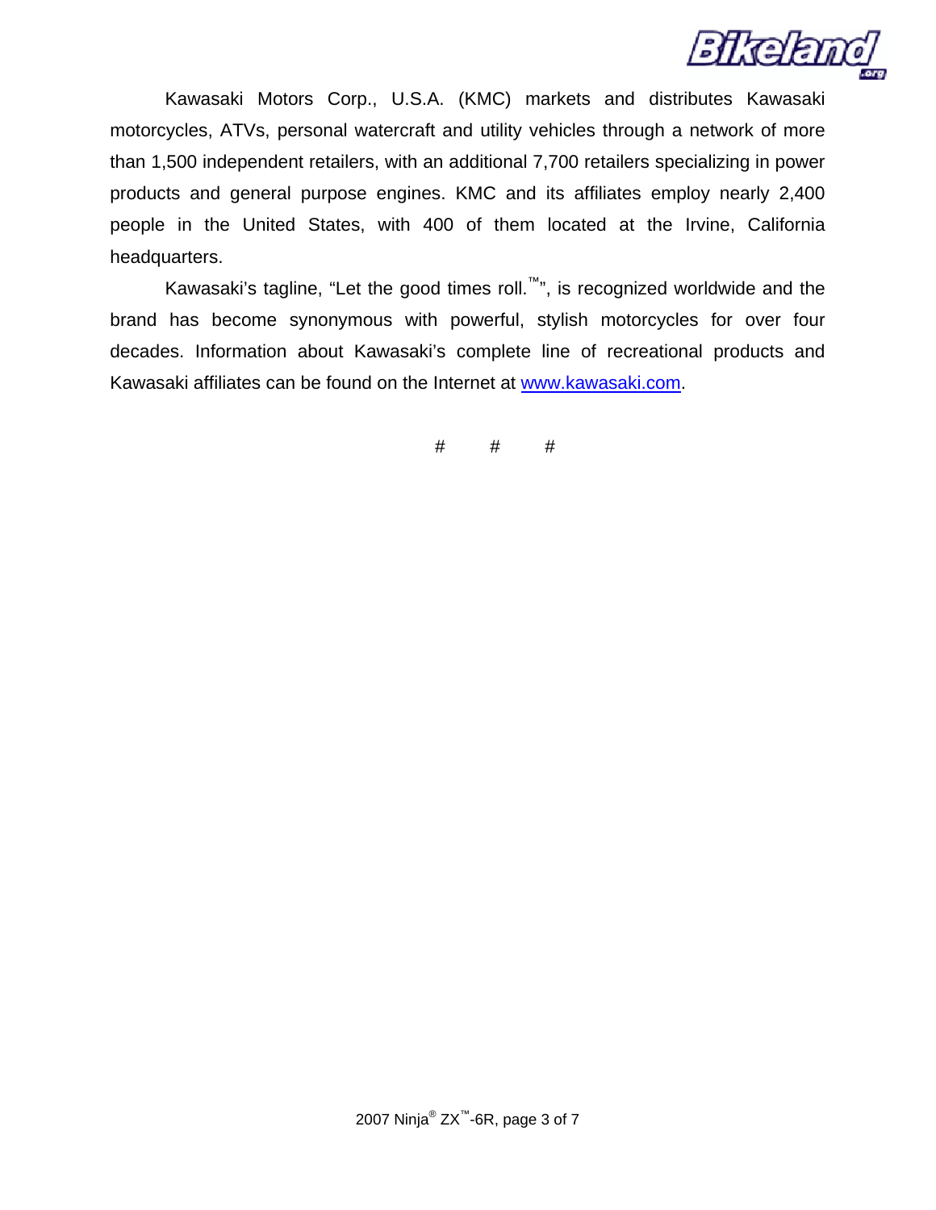Kawasaki Motors Corp., U.S.A. (KMC) markets and distributes Kawasaki motorcycles, ATVs, personal watercraft and utility vehicles through a network of more than 1,500 independent retailers, with an additional 7,700 retailers specializing in power products and general purpose engines. KMC and its affiliates employ nearly 2,400 people in the United States, with 400 of them located at the Irvine, California headquarters.

Kawasaki's tagline, "Let the good times roll.™", is recognized worldwide and the brand has become synonymous with powerful, stylish motorcycles for over four decades. Information about Kawasaki's complete line of recreational products and Kawasaki affiliates can be found on the Internet at [www.kawasaki.com](http://www.kawasaki.com).

# # #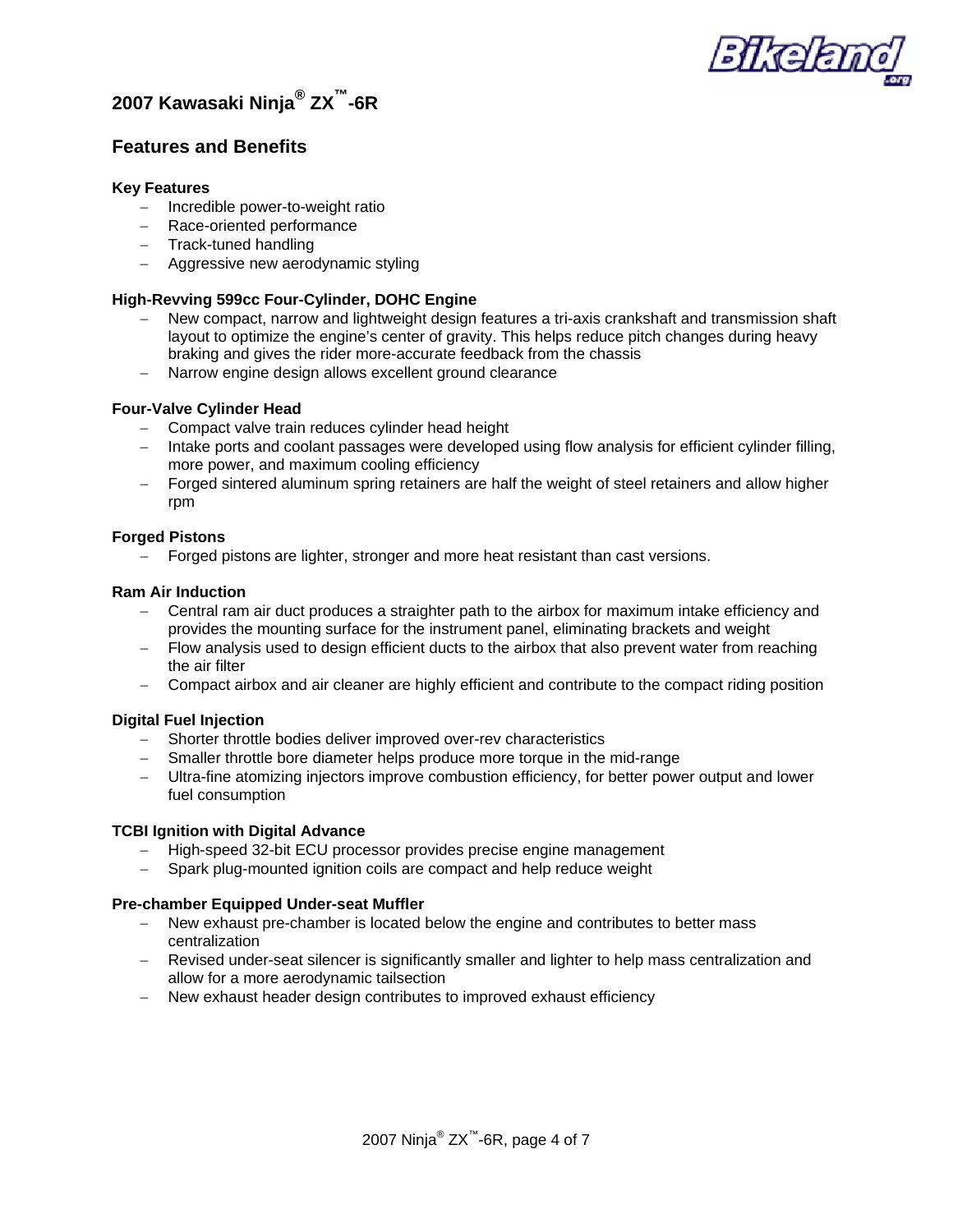# 2007 Kawasaki Ninja® ZX™-6R

## Features and Benefits

**Key Features**

- Incredible power-to-weight ratio
- Race-oriented performance
- Track-tuned handling
- Aggressive new aerodynamic styling

**High-Revving 599cc Four-Cylinder, DOHC Engine**

- New compact, narrow and lightweight design features a tri-axis crankshaft and transmission shaft layout to optimize the engine's center of gravity. This helps reduce pitch changes during heavy braking and gives the rider more-accurate feedback from the chassis
- Narrow engine design allows excellent ground clearance

**Four-Valve Cylinder Head**

- Compact valve train reduces cylinder head height
- Intake ports and coolant passages were developed using flow analysis for efficient cylinder filling, more power, and maximum cooling efficiency
- Forged sintered aluminum spring retainers are half the weight of steel retainers and allow higher rpm

**Forged Pistons**

- Forged pistons are lighter, stronger and more heat resistant than cast versions.

**Ram Air Induction**

- Central ram air duct produces a straighter path to the airbox for maximum intake efficiency and provides the mounting surface for the instrument panel, eliminating brackets and weight
- Flow analysis used to design efficient ducts to the airbox that also prevent water from reaching the air filter
- Compact airbox and air cleaner are highly efficient and contribute to the compact riding position

**Digital Fuel Injection**

- Shorter throttle bodies deliver improved over-rev characteristics
- Smaller throttle bore diameter helps produce more torque in the mid-range
- Ultra-fine atomizing injectors improve combustion efficiency, for better power output and lower fuel consumption

**TCBI Ignition with Digital Advance**

- High-speed 32-bit ECU processor provides precise engine management
- Spark plug-mounted ignition coils are compact and help reduce weight

**Pre-chamber Equipped Under-seat Muffler**

- New exhaust pre-chamber is located below the engine and contributes to better mass centralization
- Revised under-seat silencer is significantly smaller and lighter to help mass centralization and allow for a more aerodynamic tailsection
- New exhaust header design contributes to improved exhaust efficiency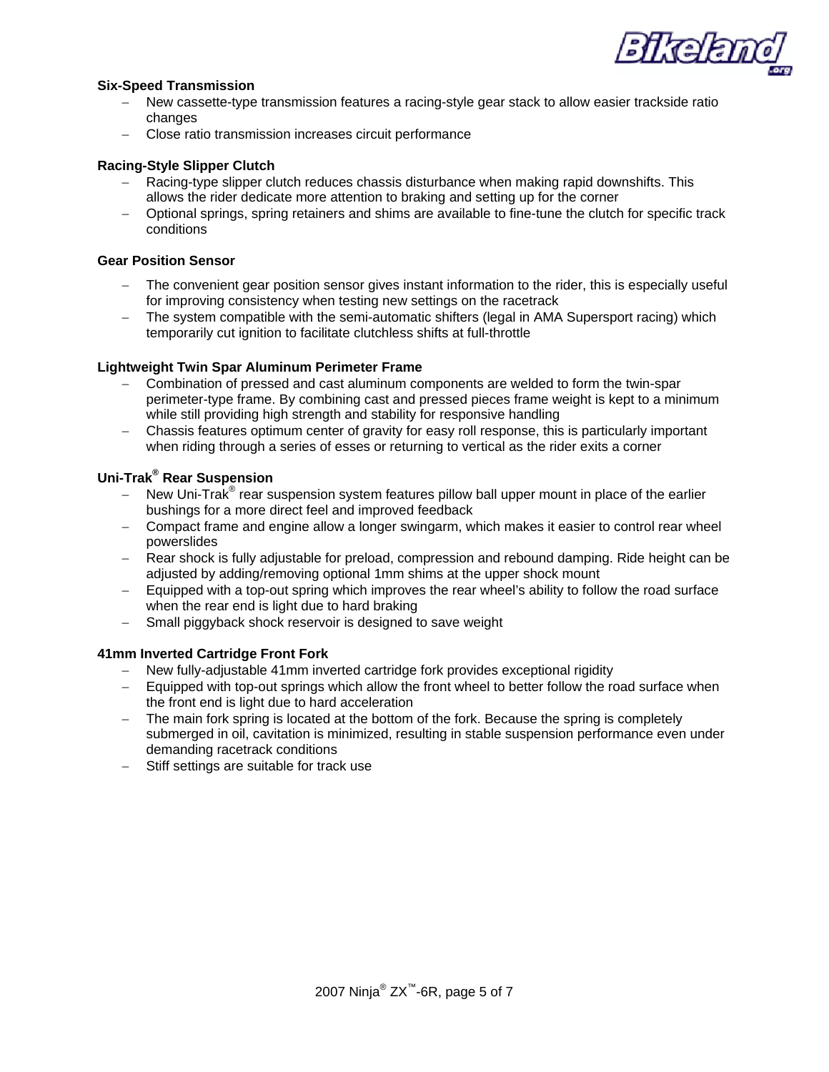### Six-Speed Transmission

- New cassette-type transmission features a racing-style gear stack to allow easier trackside ratio changes
- Close ratio transmission increases circuit performance

### Racing-Style Slipper Clutch

- Racing-type slipper clutch reduces chassis disturbance when making rapid downshifts. This allows the rider dedicate more attention to braking and setting up for the corner
- Optional springs, spring retainers and shims are available to fine-tune the clutch for specific track conditions

### Gear Position Sensor

- The convenient gear position sensor gives instant information to the rider, this is especially useful for improving consistency when testing new settings on the racetrack
- The system compatible with the semi-automatic shifters (legal in AMA Supersport racing) which temporarily cut ignition to facilitate clutchless shifts at full-throttle

### Lightweight Twin Spar Aluminum Perimeter Frame

- Combination of pressed and cast aluminum components are welded to form the twin-spar perimeter-type frame. By combining cast and pressed pieces frame weight is kept to a minimum while still providing high strength and stability for responsive handling
- Chassis features optimum center of gravity for easy roll response, this is particularly important when riding through a series of esses or returning to vertical as the rider exits a corner

### Uni-Trak® Rear Suspension

- New Uni-Trak® rear suspension system features pillow ball upper mount in place of the earlier bushings for a more direct feel and improved feedback
- Compact frame and engine allow a longer swingarm, which makes it easier to control rear wheel powerslides
- Rear shock is fully adjustable for preload, compression and rebound damping. Ride height can be adjusted by adding/removing optional 1mm shims at the upper shock mount
- Equipped with a top-out spring which improves the rear wheel's ability to follow the road surface when the rear end is light due to hard braking
- Small piggyback shock reservoir is designed to save weight

### 41mm Inverted Cartridge Front Fork

- New fully-adjustable 41mm inverted cartridge fork provides exceptional rigidity
- Equipped with top-out springs which allow the front wheel to better follow the road surface when the front end is light due to hard acceleration
- The main fork spring is located at the bottom of the fork. Because the spring is completely submerged in oil, cavitation is minimized, resulting in stable suspension performance even under demanding racetrack conditions
- Stiff settings are suitable for track use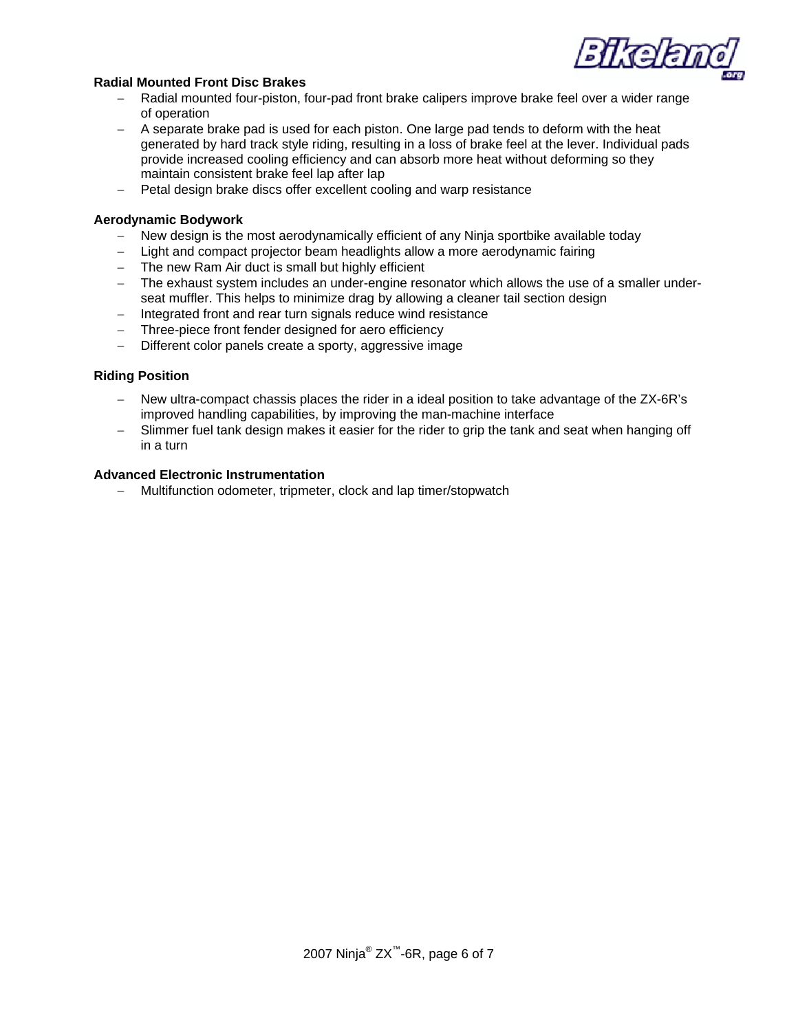**Radial Mounted Front Disc Brakes**

- Radial mounted four-piston, four-pad front brake calipers improve brake feel over a wider range of operation
- A separate brake pad is used for each piston. One large pad tends to deform with the heat generated by hard track style riding, resulting in a loss of brake feel at the lever. Individual pads provide increased cooling efficiency and can absorb more heat without deforming so they maintain consistent brake feel lap after lap
- Petal design brake discs offer excellent cooling and warp resistance

**Aerodynamic Bodywork**

- New design is the most aerodynamically efficient of any Ninja sportbike available today
- Light and compact projector beam headlights allow a more aerodynamic fairing
- The new Ram Air duct is small but highly efficient
- The exhaust system includes an under-engine resonator which allows the use of a smaller under-seat muffler. This helps to minimize drag by allowing a cleaner tail section design
- Integrated front and rear turn signals reduce wind resistance
- Three-piece front fender designed for aero efficiency
- Different color panels create a sporty, aggressive image

**Riding Position**

- New ultra-compact chassis places the rider in a ideal position to take advantage of the ZX-6R's improved handling capabilities, by improving the man-machine interface
- Slimmer fuel tank design makes it easier for the rider to grip the tank and seat when hanging off in a turn

**Advanced Electronic Instrumentation**

- Multifunction odometer, tripmeter, clock and lap timer/stopwatch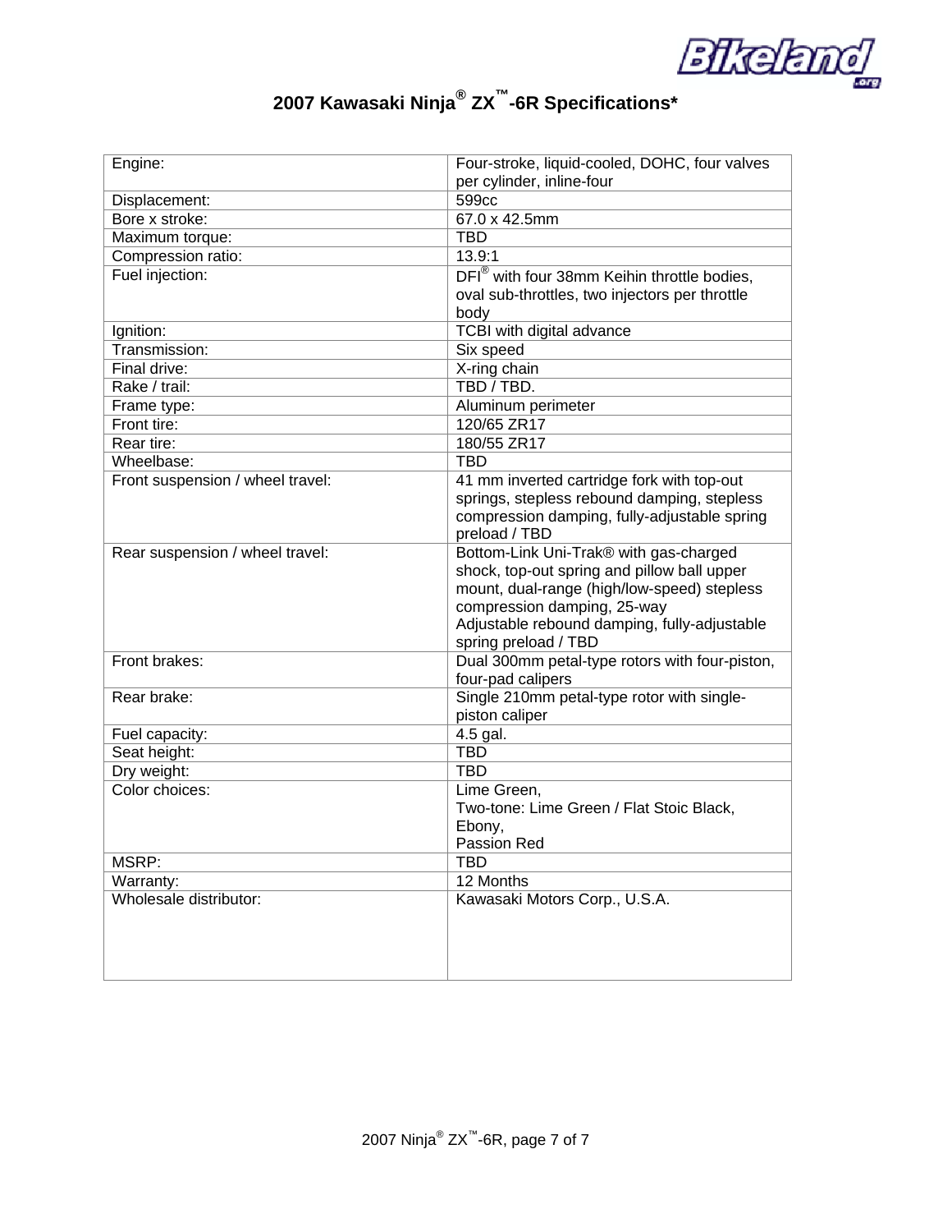# 2007 Kawasaki Ninja® ZX™-6R Specifications*

| | |
|---|---|
| Engine: | Four-stroke, liquid-cooled, DOHC, four valves per cylinder, inline-four |
| Displacement: | 599cc |
| Bore x stroke: | 67.0 x 42.5mm |
| Maximum torque: | TBD |
| Compression ratio: | 13.9:1 |
| Fuel injection: | DFI® with four 38mm Keihin throttle bodies, oval sub-throttles, two injectors per throttle body |
| Ignition: | TCBI with digital advance |
| Transmission: | Six speed |
| Final drive: | X-ring chain |
| Rake / trail: | TBD / TBD. |
| Frame type: | Aluminum perimeter |
| Front tire: | 120/65 ZR17 |
| Rear tire: | 180/55 ZR17 |
| Wheelbase: | TBD |
| Front suspension / wheel travel: | 41 mm inverted cartridge fork with top-out springs, stepless rebound damping, stepless compression damping, fully-adjustable spring preload / TBD |
| Rear suspension / wheel travel: | Bottom-Link Uni-Trak® with gas-charged shock, top-out spring and pillow ball upper mount, dual-range (high/low-speed) stepless compression damping, 25-way Adjustable rebound damping, fully-adjustable spring preload / TBD |
| Front brakes: | Dual 300mm petal-type rotors with four-piston, four-pad calipers |
| Rear brake: | Single 210mm petal-type rotor with single-piston caliper |
| Fuel capacity: | 4.5 gal. |
| Seat height: | TBD |
| Dry weight: | TBD |
| Color choices: | Lime Green, Two-tone: Lime Green / Flat Stoic Black, Ebony, Passion Red |
| MSRP: | TBD |
| Warranty: | 12 Months |
| Wholesale distributor: | Kawasaki Motors Corp., U.S.A. |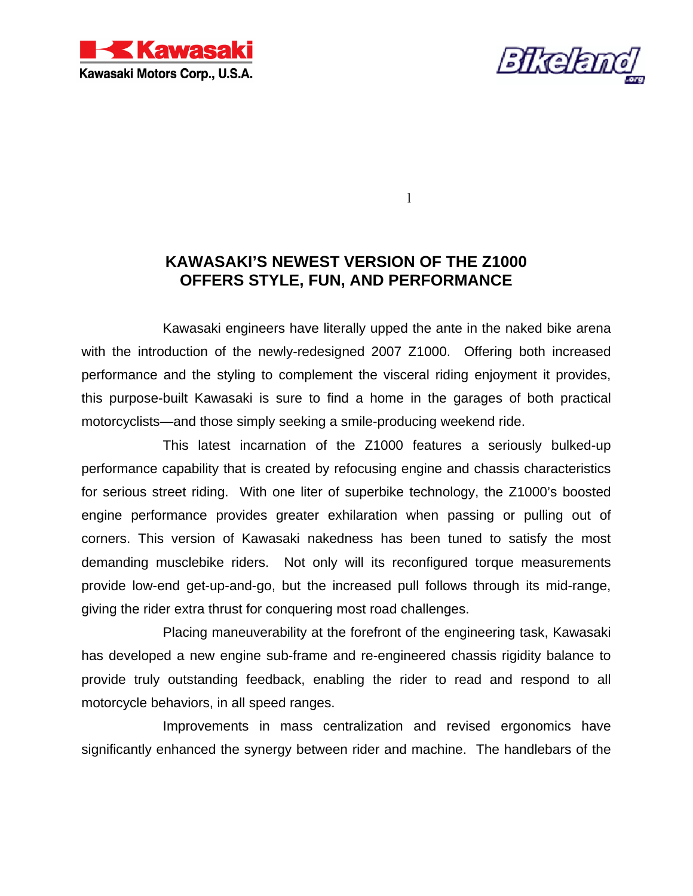## KAWASAKI'S NEWEST VERSION OF THE Z1000 OFFERS STYLE, FUN, AND PERFORMANCE

Kawasaki engineers have literally upped the ante in the naked bike arena with the introduction of the newly-redesigned 2007 Z1000. Offering both increased performance and the styling to complement the visceral riding enjoyment it provides, this purpose-built Kawasaki is sure to find a home in the garages of both practical motorcyclists—and those simply seeking a smile-producing weekend ride.

This latest incarnation of the Z1000 features a seriously bulked-up performance capability that is created by refocusing engine and chassis characteristics for serious street riding. With one liter of superbike technology, the Z1000's boosted engine performance provides greater exhilaration when passing or pulling out of corners. This version of Kawasaki nakedness has been tuned to satisfy the most demanding musclebike riders. Not only will its reconfigured torque measurements provide low-end get-up-and-go, but the increased pull follows through its mid-range, giving the rider extra thrust for conquering most road challenges.

Placing maneuverability at the forefront of the engineering task, Kawasaki has developed a new engine sub-frame and re-engineered chassis rigidity balance to provide truly outstanding feedback, enabling the rider to read and respond to all motorcycle behaviors, in all speed ranges.

Improvements in mass centralization and revised ergonomics have significantly enhanced the synergy between rider and machine. The handlebars of the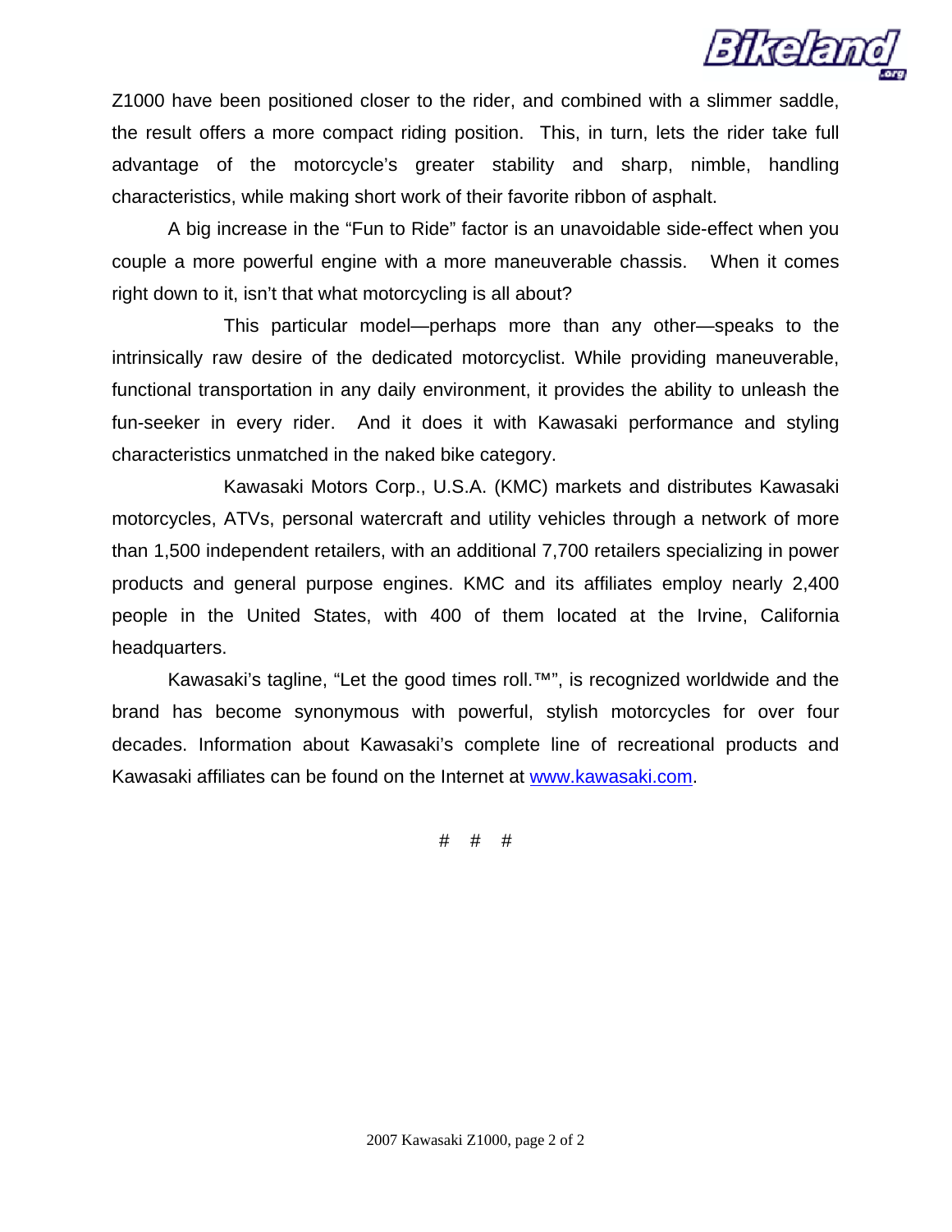Z1000 have been positioned closer to the rider, and combined with a slimmer saddle, the result offers a more compact riding position. This, in turn, lets the rider take full advantage of the motorcycle's greater stability and sharp, nimble, handling characteristics, while making short work of their favorite ribbon of asphalt.

A big increase in the "Fun to Ride" factor is an unavoidable side-effect when you couple a more powerful engine with a more maneuverable chassis. When it comes right down to it, isn't that what motorcycling is all about?

This particular model—perhaps more than any other—speaks to the intrinsically raw desire of the dedicated motorcyclist. While providing maneuverable, functional transportation in any daily environment, it provides the ability to unleash the fun-seeker in every rider. And it does it with Kawasaki performance and styling characteristics unmatched in the naked bike category.

Kawasaki Motors Corp., U.S.A. (KMC) markets and distributes Kawasaki motorcycles, ATVs, personal watercraft and utility vehicles through a network of more than 1,500 independent retailers, with an additional 7,700 retailers specializing in power products and general purpose engines. KMC and its affiliates employ nearly 2,400 people in the United States, with 400 of them located at the Irvine, California headquarters.

Kawasaki's tagline, "Let the good times roll.™", is recognized worldwide and the brand has become synonymous with powerful, stylish motorcycles for over four decades. Information about Kawasaki's complete line of recreational products and Kawasaki affiliates can be found on the Internet at [www.kawasaki.com](http://www.kawasaki.com).

# # #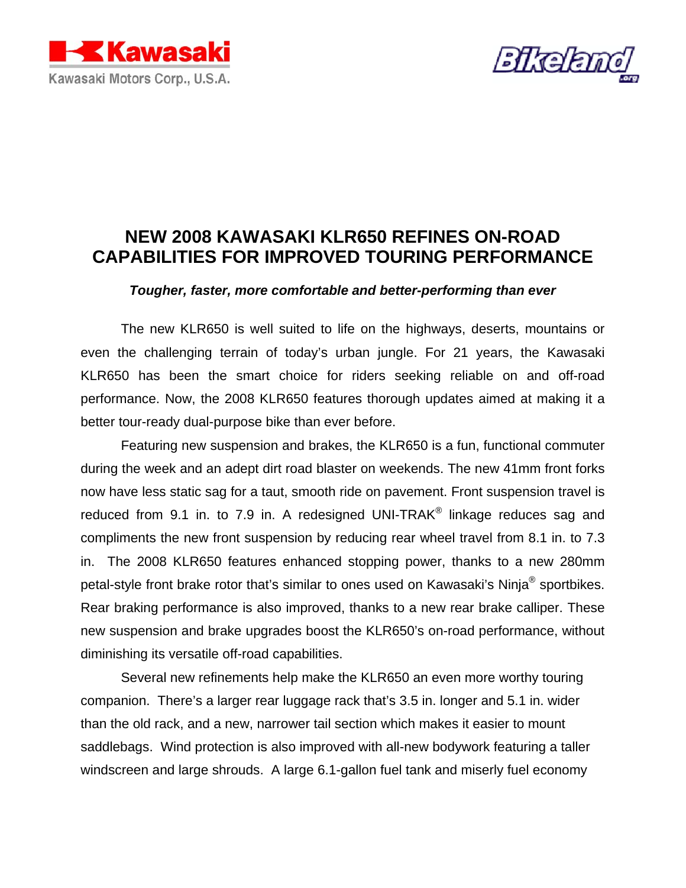Kawasaki

Kawasaki Motors Corp., U.S.A.

Bikeland .org

# NEW 2008 KAWASAKI KLR650 REFINES ON-ROAD CAPABILITIES FOR IMPROVED TOURING PERFORMANCE

***Tougher, faster, more comfortable and better-performing than ever***

The new KLR650 is well suited to life on the highways, deserts, mountains or even the challenging terrain of today's urban jungle. For 21 years, the Kawasaki KLR650 has been the smart choice for riders seeking reliable on and off-road performance. Now, the 2008 KLR650 features thorough updates aimed at making it a better tour-ready dual-purpose bike than ever before.

Featuring new suspension and brakes, the KLR650 is a fun, functional commuter during the week and an adept dirt road blaster on weekends. The new 41mm front forks now have less static sag for a taut, smooth ride on pavement. Front suspension travel is reduced from 9.1 in. to 7.9 in. A redesigned UNI-TRAK® linkage reduces sag and compliments the new front suspension by reducing rear wheel travel from 8.1 in. to 7.3 in. The 2008 KLR650 features enhanced stopping power, thanks to a new 280mm petal-style front brake rotor that's similar to ones used on Kawasaki's Ninja® sportbikes. Rear braking performance is also improved, thanks to a new rear brake calliper. These new suspension and brake upgrades boost the KLR650's on-road performance, without diminishing its versatile off-road capabilities.

Several new refinements help make the KLR650 an even more worthy touring companion. There's a larger rear luggage rack that's 3.5 in. longer and 5.1 in. wider than the old rack, and a new, narrower tail section which makes it easier to mount saddlebags. Wind protection is also improved with all-new bodywork featuring a taller windscreen and large shrouds. A large 6.1-gallon fuel tank and miserly fuel economy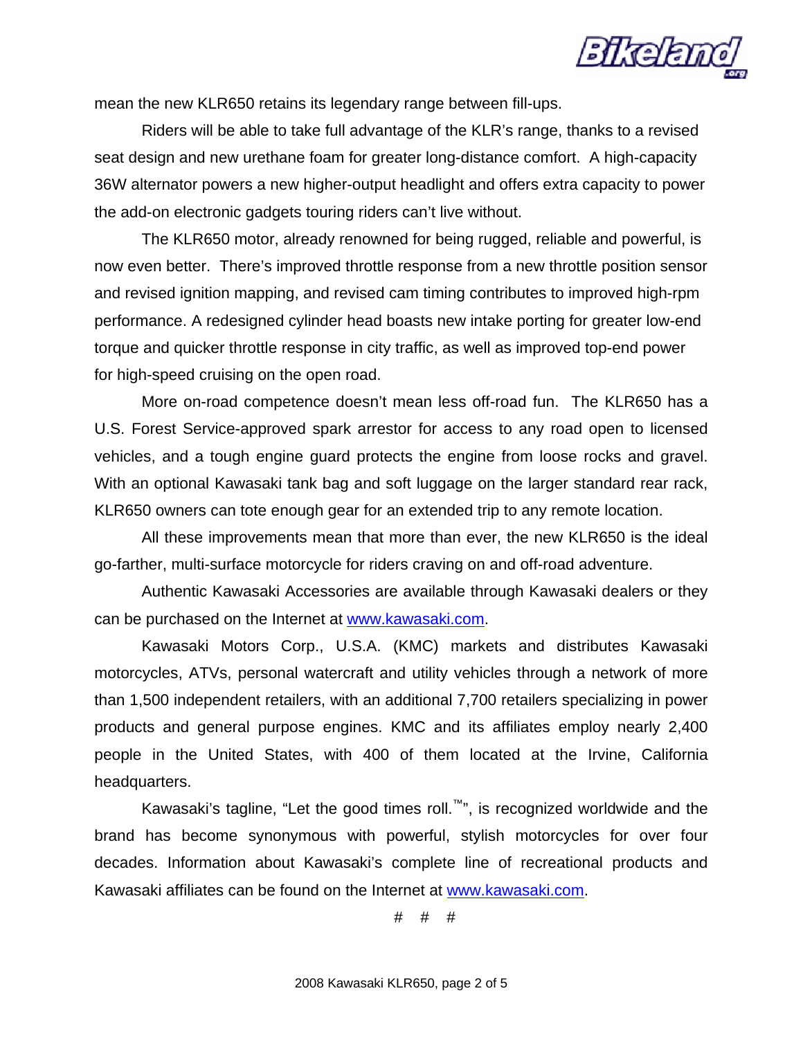mean the new KLR650 retains its legendary range between fill-ups.

Riders will be able to take full advantage of the KLR's range, thanks to a revised seat design and new urethane foam for greater long-distance comfort. A high-capacity 36W alternator powers a new higher-output headlight and offers extra capacity to power the add-on electronic gadgets touring riders can't live without.

The KLR650 motor, already renowned for being rugged, reliable and powerful, is now even better. There's improved throttle response from a new throttle position sensor and revised ignition mapping, and revised cam timing contributes to improved high-rpm performance. A redesigned cylinder head boasts new intake porting for greater low-end torque and quicker throttle response in city traffic, as well as improved top-end power for high-speed cruising on the open road.

More on-road competence doesn't mean less off-road fun. The KLR650 has a U.S. Forest Service-approved spark arrestor for access to any road open to licensed vehicles, and a tough engine guard protects the engine from loose rocks and gravel. With an optional Kawasaki tank bag and soft luggage on the larger standard rear rack, KLR650 owners can tote enough gear for an extended trip to any remote location.

All these improvements mean that more than ever, the new KLR650 is the ideal go-farther, multi-surface motorcycle for riders craving on and off-road adventure.

Authentic Kawasaki Accessories are available through Kawasaki dealers or they can be purchased on the Internet at www.kawasaki.com.

Kawasaki Motors Corp., U.S.A. (KMC) markets and distributes Kawasaki motorcycles, ATVs, personal watercraft and utility vehicles through a network of more than 1,500 independent retailers, with an additional 7,700 retailers specializing in power products and general purpose engines. KMC and its affiliates employ nearly 2,400 people in the United States, with 400 of them located at the Irvine, California headquarters.

Kawasaki's tagline, "Let the good times roll.™", is recognized worldwide and the brand has become synonymous with powerful, stylish motorcycles for over four decades. Information about Kawasaki's complete line of recreational products and Kawasaki affiliates can be found on the Internet at www.kawasaki.com.

# # #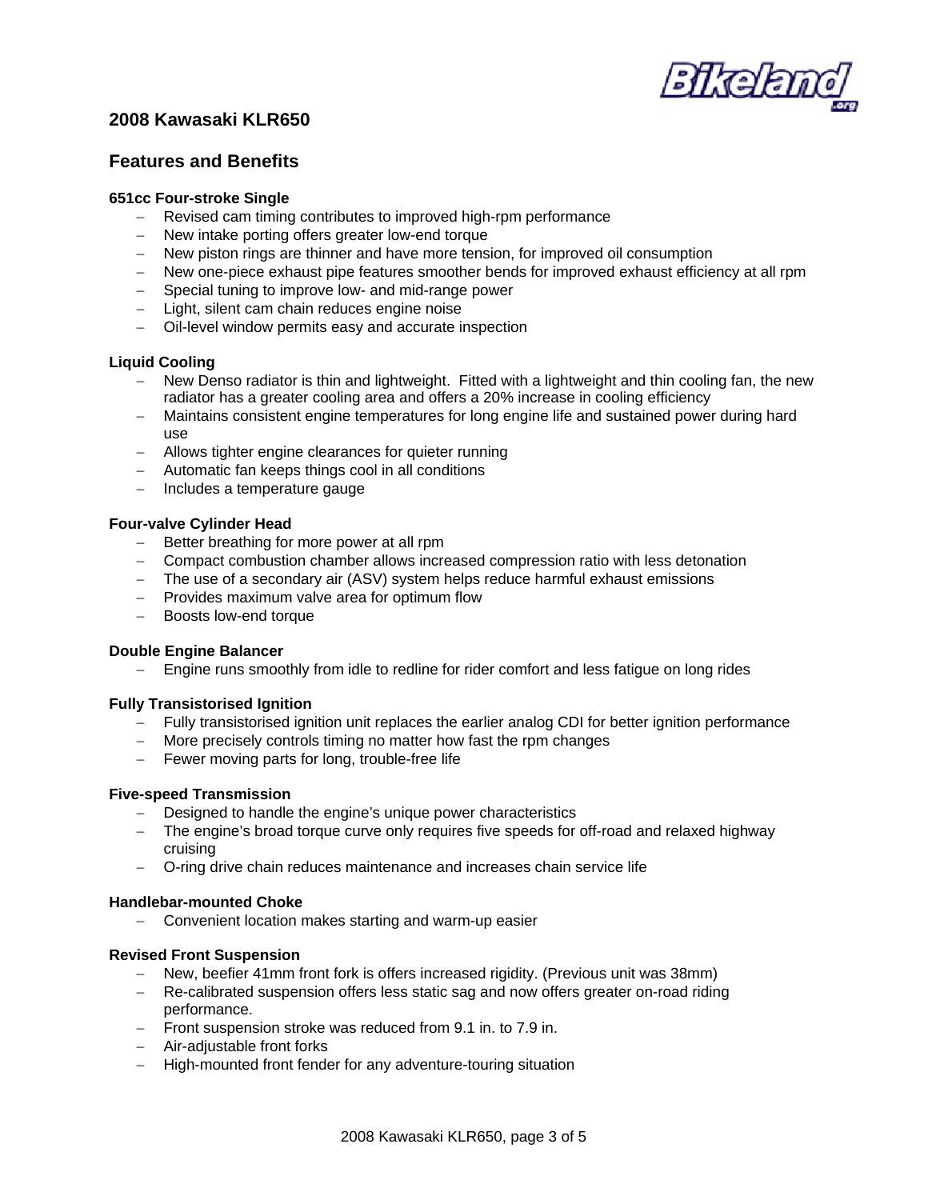## 2008 Kawasaki KLR650

## Features and Benefits

**651cc Four-stroke Single**

- Revised cam timing contributes to improved high-rpm performance
- New intake porting offers greater low-end torque
- New piston rings are thinner and have more tension, for improved oil consumption
- New one-piece exhaust pipe features smoother bends for improved exhaust efficiency at all rpm
- Special tuning to improve low- and mid-range power
- Light, silent cam chain reduces engine noise
- Oil-level window permits easy and accurate inspection

**Liquid Cooling**

- New Denso radiator is thin and lightweight. Fitted with a lightweight and thin cooling fan, the new radiator has a greater cooling area and offers a 20% increase in cooling efficiency
- Maintains consistent engine temperatures for long engine life and sustained power during hard use
- Allows tighter engine clearances for quieter running
- Automatic fan keeps things cool in all conditions
- Includes a temperature gauge

**Four-valve Cylinder Head**

- Better breathing for more power at all rpm
- Compact combustion chamber allows increased compression ratio with less detonation
- The use of a secondary air (ASV) system helps reduce harmful exhaust emissions
- Provides maximum valve area for optimum flow
- Boosts low-end torque

**Double Engine Balancer**

- Engine runs smoothly from idle to redline for rider comfort and less fatigue on long rides

**Fully Transistorised Ignition**

- Fully transistorised ignition unit replaces the earlier analog CDI for better ignition performance
- More precisely controls timing no matter how fast the rpm changes
- Fewer moving parts for long, trouble-free life

**Five-speed Transmission**

- Designed to handle the engine's unique power characteristics
- The engine's broad torque curve only requires five speeds for off-road and relaxed highway cruising
- O-ring drive chain reduces maintenance and increases chain service life

**Handlebar-mounted Choke**

- Convenient location makes starting and warm-up easier

**Revised Front Suspension**

- New, beefier 41mm front fork is offers increased rigidity. (Previous unit was 38mm)
- Re-calibrated suspension offers less static sag and now offers greater on-road riding performance.
- Front suspension stroke was reduced from 9.1 in. to 7.9 in.
- Air-adjustable front forks
- High-mounted front fender for any adventure-touring situation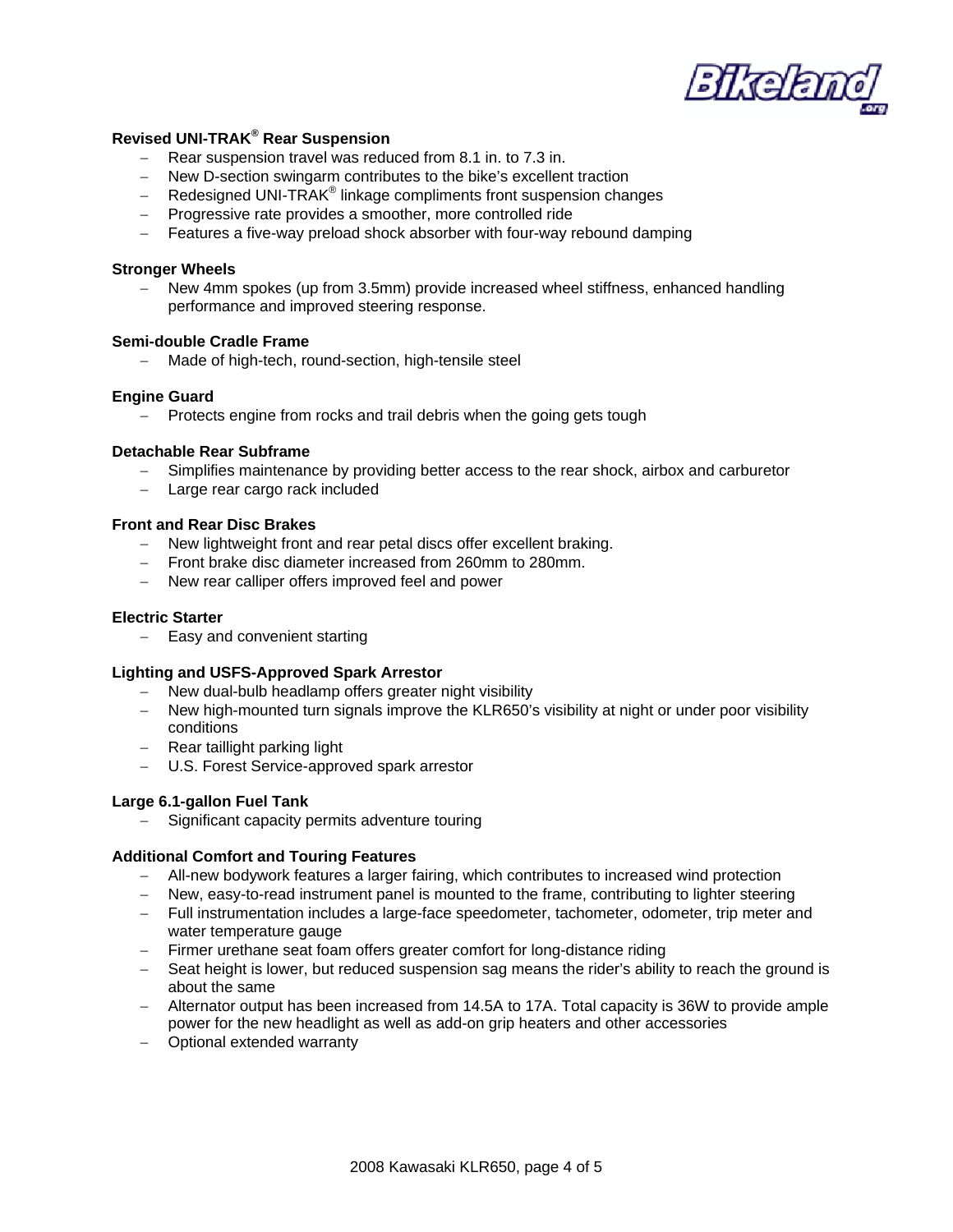### Revised UNI-TRAK® Rear Suspension

- Rear suspension travel was reduced from 8.1 in. to 7.3 in.
- New D-section swingarm contributes to the bike's excellent traction
- Redesigned UNI-TRAK® linkage compliments front suspension changes
- Progressive rate provides a smoother, more controlled ride
- Features a five-way preload shock absorber with four-way rebound damping

### Stronger Wheels

- New 4mm spokes (up from 3.5mm) provide increased wheel stiffness, enhanced handling performance and improved steering response.

### Semi-double Cradle Frame

- Made of high-tech, round-section, high-tensile steel

### Engine Guard

- Protects engine from rocks and trail debris when the going gets tough

### Detachable Rear Subframe

- Simplifies maintenance by providing better access to the rear shock, airbox and carburetor
- Large rear cargo rack included

### Front and Rear Disc Brakes

- New lightweight front and rear petal discs offer excellent braking.
- Front brake disc diameter increased from 260mm to 280mm.
- New rear calliper offers improved feel and power

### Electric Starter

- Easy and convenient starting

### Lighting and USFS-Approved Spark Arrestor

- New dual-bulb headlamp offers greater night visibility
- New high-mounted turn signals improve the KLR650's visibility at night or under poor visibility conditions
- Rear taillight parking light
- U.S. Forest Service-approved spark arrestor

### Large 6.1-gallon Fuel Tank

- Significant capacity permits adventure touring

### Additional Comfort and Touring Features

- All-new bodywork features a larger fairing, which contributes to increased wind protection
- New, easy-to-read instrument panel is mounted to the frame, contributing to lighter steering
- Full instrumentation includes a large-face speedometer, tachometer, odometer, trip meter and water temperature gauge
- Firmer urethane seat foam offers greater comfort for long-distance riding
- Seat height is lower, but reduced suspension sag means the rider's ability to reach the ground is about the same
- Alternator output has been increased from 14.5A to 17A. Total capacity is 36W to provide ample power for the new headlight as well as add-on grip heaters and other accessories
- Optional extended warranty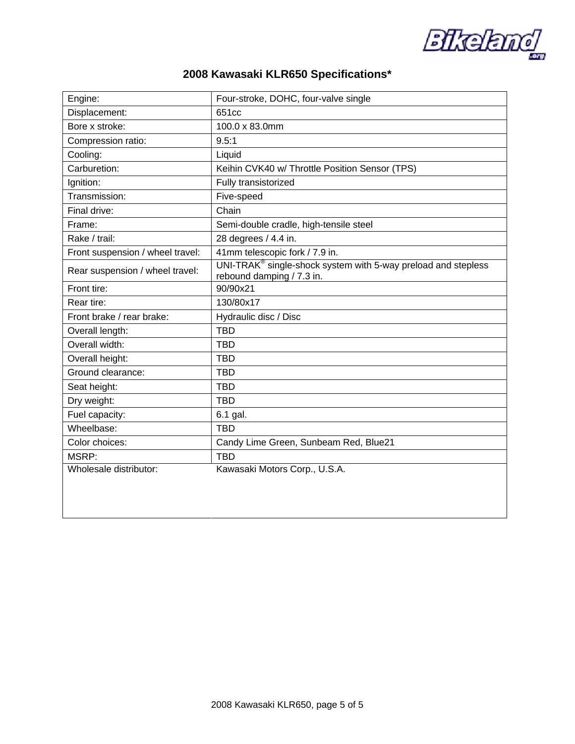# 2008 Kawasaki KLR650 Specifications*

| | |
|---|---|
| Engine: | Four-stroke, DOHC, four-valve single |
| Displacement: | 651cc |
| Bore x stroke: | 100.0 x 83.0mm |
| Compression ratio: | 9.5:1 |
| Cooling: | Liquid |
| Carburetion: | Keihin CVK40 w/ Throttle Position Sensor (TPS) |
| Ignition: | Fully transistorized |
| Transmission: | Five-speed |
| Final drive: | Chain |
| Frame: | Semi-double cradle, high-tensile steel |
| Rake / trail: | 28 degrees / 4.4 in. |
| Front suspension / wheel travel: | 41mm telescopic fork / 7.9 in. |
| Rear suspension / wheel travel: | UNI-TRAK® single-shock system with 5-way preload and stepless rebound damping / 7.3 in. |
| Front tire: | 90/90x21 |
| Rear tire: | 130/80x17 |
| Front brake / rear brake: | Hydraulic disc / Disc |
| Overall length: | TBD |
| Overall width: | TBD |
| Overall height: | TBD |
| Ground clearance: | TBD |
| Seat height: | TBD |
| Dry weight: | TBD |
| Fuel capacity: | 6.1 gal. |
| Wheelbase: | TBD |
| Color choices: | Candy Lime Green, Sunbeam Red, Blue21 |
| MSRP: | TBD |
| Wholesale distributor: | Kawasaki Motors Corp., U.S.A. |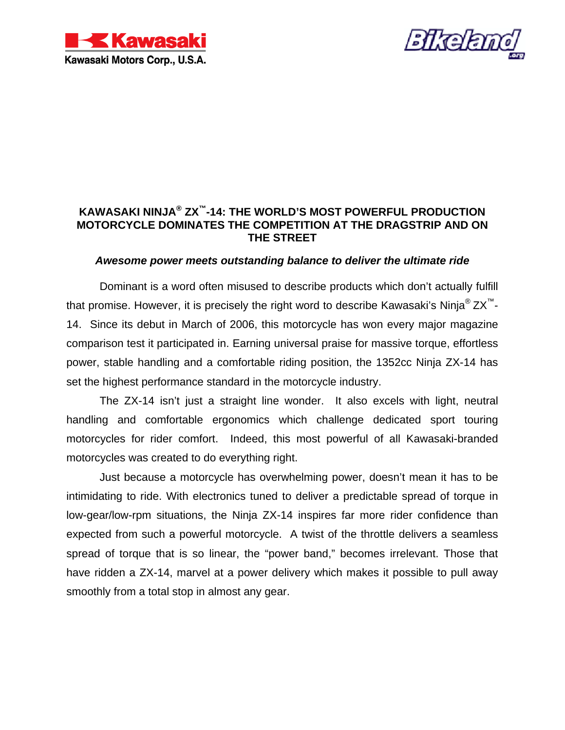Kawasaki

Kawasaki Motors Corp., U.S.A.

Bikeland.org

## KAWASAKI NINJA® ZX™-14: THE WORLD'S MOST POWERFUL PRODUCTION MOTORCYCLE DOMINATES THE COMPETITION AT THE DRAGSTRIP AND ON THE STREET

***Awesome power meets outstanding balance to deliver the ultimate ride***

Dominant is a word often misused to describe products which don't actually fulfill that promise. However, it is precisely the right word to describe Kawasaki's Ninja® ZX™-14. Since its debut in March of 2006, this motorcycle has won every major magazine comparison test it participated in. Earning universal praise for massive torque, effortless power, stable handling and a comfortable riding position, the 1352cc Ninja ZX-14 has set the highest performance standard in the motorcycle industry.

The ZX-14 isn't just a straight line wonder. It also excels with light, neutral handling and comfortable ergonomics which challenge dedicated sport touring motorcycles for rider comfort. Indeed, this most powerful of all Kawasaki-branded motorcycles was created to do everything right.

Just because a motorcycle has overwhelming power, doesn't mean it has to be intimidating to ride. With electronics tuned to deliver a predictable spread of torque in low-gear/low-rpm situations, the Ninja ZX-14 inspires far more rider confidence than expected from such a powerful motorcycle. A twist of the throttle delivers a seamless spread of torque that is so linear, the "power band," becomes irrelevant. Those that have ridden a ZX-14, marvel at a power delivery which makes it possible to pull away smoothly from a total stop in almost any gear.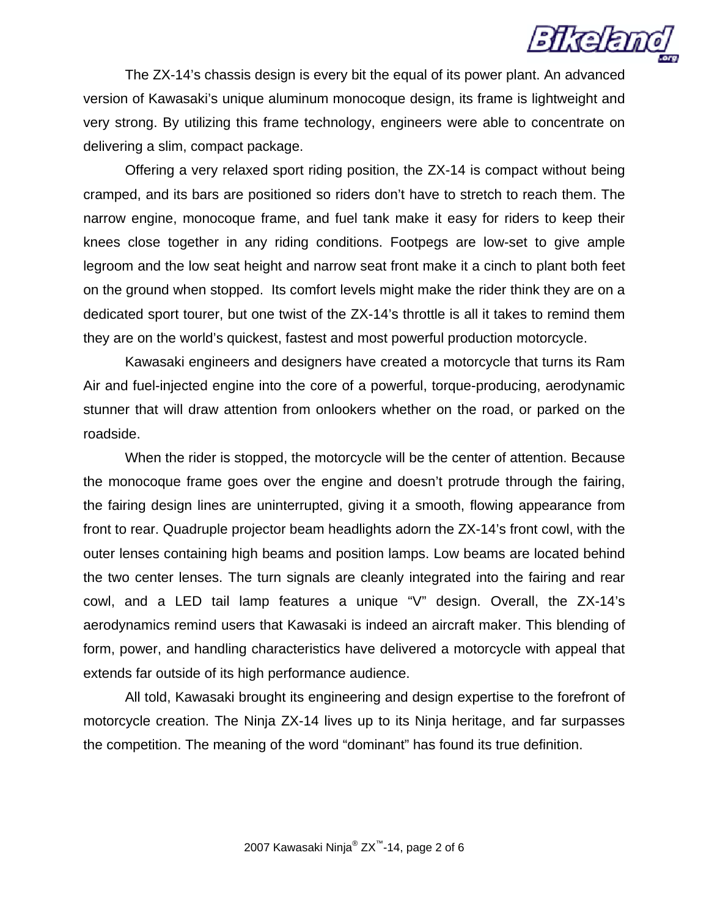The ZX-14's chassis design is every bit the equal of its power plant. An advanced version of Kawasaki's unique aluminum monocoque design, its frame is lightweight and very strong. By utilizing this frame technology, engineers were able to concentrate on delivering a slim, compact package.

Offering a very relaxed sport riding position, the ZX-14 is compact without being cramped, and its bars are positioned so riders don't have to stretch to reach them. The narrow engine, monocoque frame, and fuel tank make it easy for riders to keep their knees close together in any riding conditions. Footpegs are low-set to give ample legroom and the low seat height and narrow seat front make it a cinch to plant both feet on the ground when stopped. Its comfort levels might make the rider think they are on a dedicated sport tourer, but one twist of the ZX-14's throttle is all it takes to remind them they are on the world's quickest, fastest and most powerful production motorcycle.

Kawasaki engineers and designers have created a motorcycle that turns its Ram Air and fuel-injected engine into the core of a powerful, torque-producing, aerodynamic stunner that will draw attention from onlookers whether on the road, or parked on the roadside.

When the rider is stopped, the motorcycle will be the center of attention. Because the monocoque frame goes over the engine and doesn't protrude through the fairing, the fairing design lines are uninterrupted, giving it a smooth, flowing appearance from front to rear. Quadruple projector beam headlights adorn the ZX-14's front cowl, with the outer lenses containing high beams and position lamps. Low beams are located behind the two center lenses. The turn signals are cleanly integrated into the fairing and rear cowl, and a LED tail lamp features a unique "V" design. Overall, the ZX-14's aerodynamics remind users that Kawasaki is indeed an aircraft maker. This blending of form, power, and handling characteristics have delivered a motorcycle with appeal that extends far outside of its high performance audience.

All told, Kawasaki brought its engineering and design expertise to the forefront of motorcycle creation. The Ninja ZX-14 lives up to its Ninja heritage, and far surpasses the competition. The meaning of the word "dominant" has found its true definition.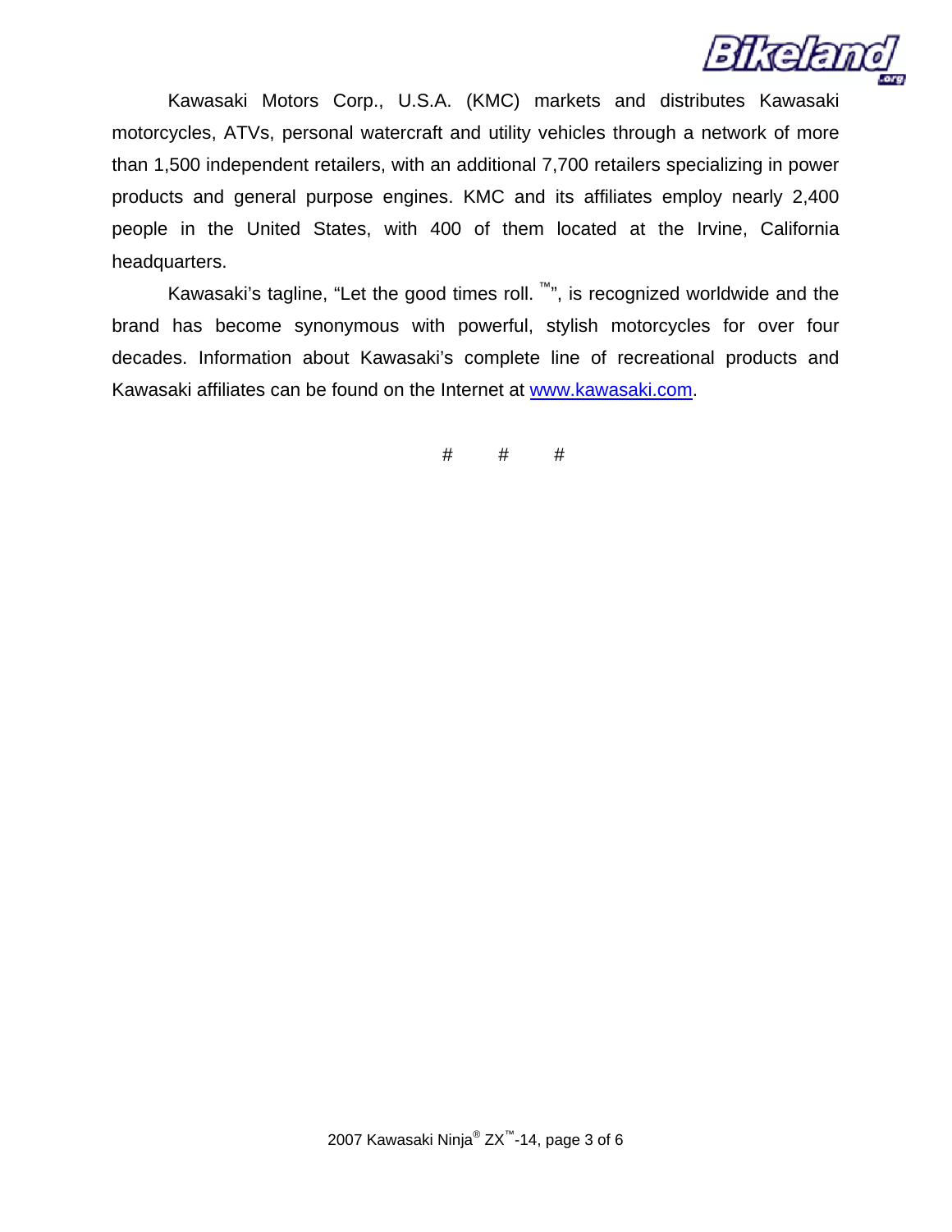Kawasaki Motors Corp., U.S.A. (KMC) markets and distributes Kawasaki motorcycles, ATVs, personal watercraft and utility vehicles through a network of more than 1,500 independent retailers, with an additional 7,700 retailers specializing in power products and general purpose engines. KMC and its affiliates employ nearly 2,400 people in the United States, with 400 of them located at the Irvine, California headquarters.

Kawasaki's tagline, "Let the good times roll. ™", is recognized worldwide and the brand has become synonymous with powerful, stylish motorcycles for over four decades. Information about Kawasaki's complete line of recreational products and Kawasaki affiliates can be found on the Internet at [www.kawasaki.com](http://www.kawasaki.com).

# # #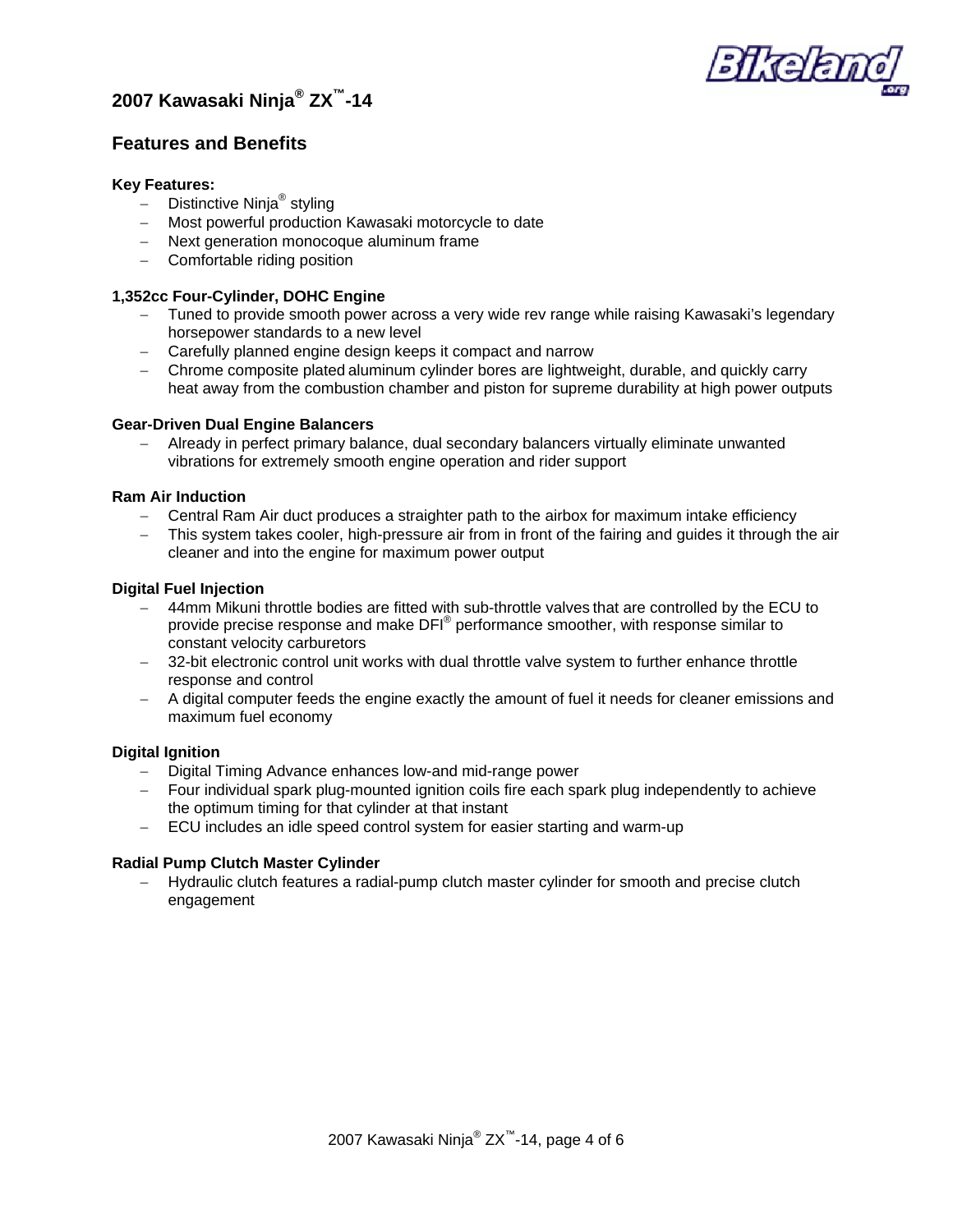## 2007 Kawasaki Ninja® ZX™-14

## Features and Benefits

**Key Features:**

- Distinctive Ninja® styling
- Most powerful production Kawasaki motorcycle to date
- Next generation monocoque aluminum frame
- Comfortable riding position

**1,352cc Four-Cylinder, DOHC Engine**

- Tuned to provide smooth power across a very wide rev range while raising Kawasaki's legendary horsepower standards to a new level
- Carefully planned engine design keeps it compact and narrow
- Chrome composite plated aluminum cylinder bores are lightweight, durable, and quickly carry heat away from the combustion chamber and piston for supreme durability at high power outputs

**Gear-Driven Dual Engine Balancers**

- Already in perfect primary balance, dual secondary balancers virtually eliminate unwanted vibrations for extremely smooth engine operation and rider support

**Ram Air Induction**

- Central Ram Air duct produces a straighter path to the airbox for maximum intake efficiency
- This system takes cooler, high-pressure air from in front of the fairing and guides it through the air cleaner and into the engine for maximum power output

**Digital Fuel Injection**

- 44mm Mikuni throttle bodies are fitted with sub-throttle valves that are controlled by the ECU to provide precise response and make DFI® performance smoother, with response similar to constant velocity carburetors
- 32-bit electronic control unit works with dual throttle valve system to further enhance throttle response and control
- A digital computer feeds the engine exactly the amount of fuel it needs for cleaner emissions and maximum fuel economy

**Digital Ignition**

- Digital Timing Advance enhances low-and mid-range power
- Four individual spark plug-mounted ignition coils fire each spark plug independently to achieve the optimum timing for that cylinder at that instant
- ECU includes an idle speed control system for easier starting and warm-up

**Radial Pump Clutch Master Cylinder**

- Hydraulic clutch features a radial-pump clutch master cylinder for smooth and precise clutch engagement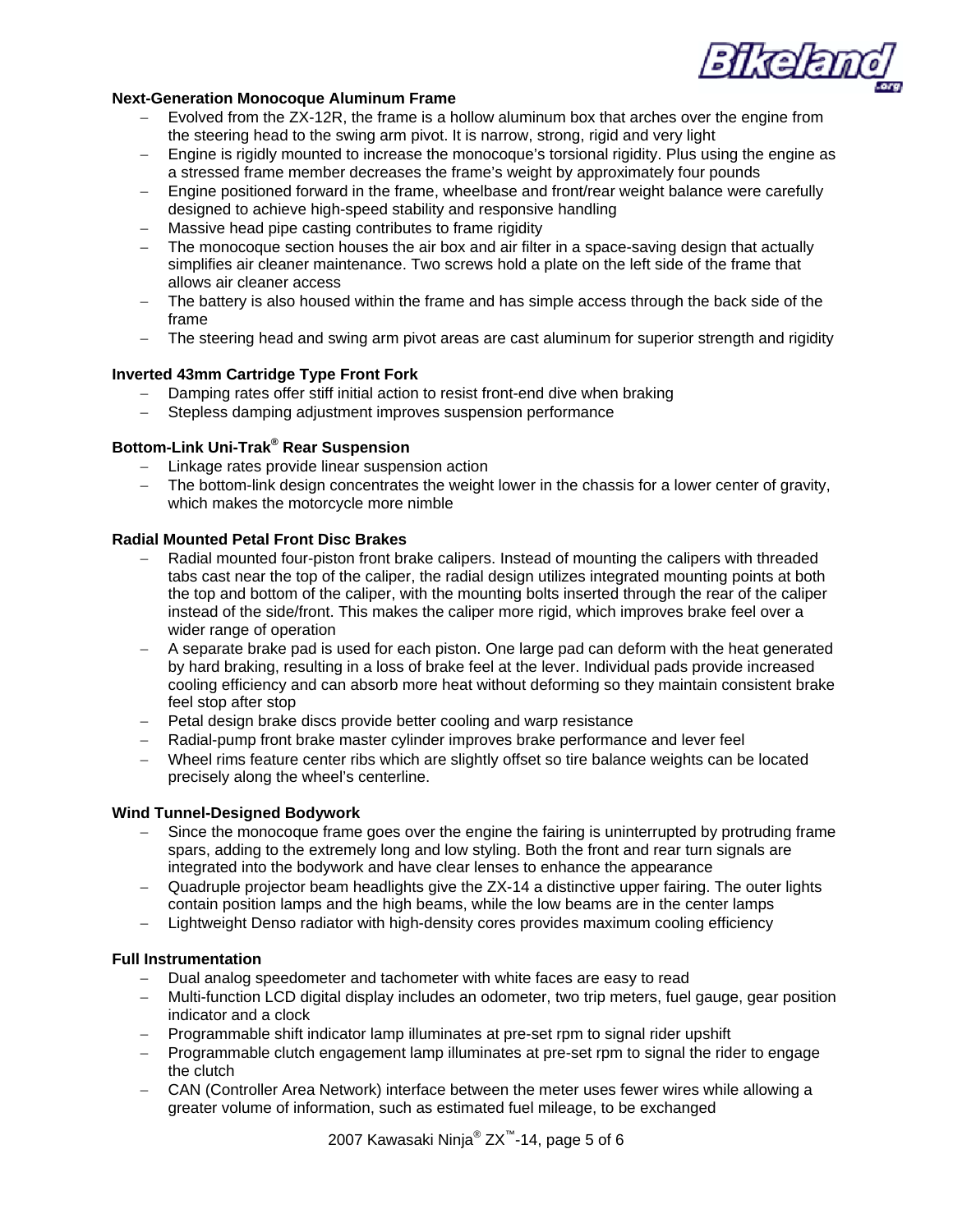**Next-Generation Monocoque Aluminum Frame**

- Evolved from the ZX-12R, the frame is a hollow aluminum box that arches over the engine from the steering head to the swing arm pivot. It is narrow, strong, rigid and very light
- Engine is rigidly mounted to increase the monocoque's torsional rigidity. Plus using the engine as a stressed frame member decreases the frame's weight by approximately four pounds
- Engine positioned forward in the frame, wheelbase and front/rear weight balance were carefully designed to achieve high-speed stability and responsive handling
- Massive head pipe casting contributes to frame rigidity
- The monocoque section houses the air box and air filter in a space-saving design that actually simplifies air cleaner maintenance. Two screws hold a plate on the left side of the frame that allows air cleaner access
- The battery is also housed within the frame and has simple access through the back side of the frame
- The steering head and swing arm pivot areas are cast aluminum for superior strength and rigidity

**Inverted 43mm Cartridge Type Front Fork**

- Damping rates offer stiff initial action to resist front-end dive when braking
- Stepless damping adjustment improves suspension performance

**Bottom-Link Uni-Trak® Rear Suspension**

- Linkage rates provide linear suspension action
- The bottom-link design concentrates the weight lower in the chassis for a lower center of gravity, which makes the motorcycle more nimble

**Radial Mounted Petal Front Disc Brakes**

- Radial mounted four-piston front brake calipers. Instead of mounting the calipers with threaded tabs cast near the top of the caliper, the radial design utilizes integrated mounting points at both the top and bottom of the caliper, with the mounting bolts inserted through the rear of the caliper instead of the side/front. This makes the caliper more rigid, which improves brake feel over a wider range of operation
- A separate brake pad is used for each piston. One large pad can deform with the heat generated by hard braking, resulting in a loss of brake feel at the lever. Individual pads provide increased cooling efficiency and can absorb more heat without deforming so they maintain consistent brake feel stop after stop
- Petal design brake discs provide better cooling and warp resistance
- Radial-pump front brake master cylinder improves brake performance and lever feel
- Wheel rims feature center ribs which are slightly offset so tire balance weights can be located precisely along the wheel's centerline.

**Wind Tunnel-Designed Bodywork**

- Since the monocoque frame goes over the engine the fairing is uninterrupted by protruding frame spars, adding to the extremely long and low styling. Both the front and rear turn signals are integrated into the bodywork and have clear lenses to enhance the appearance
- Quadruple projector beam headlights give the ZX-14 a distinctive upper fairing. The outer lights contain position lamps and the high beams, while the low beams are in the center lamps
- Lightweight Denso radiator with high-density cores provides maximum cooling efficiency

**Full Instrumentation**

- Dual analog speedometer and tachometer with white faces are easy to read
- Multi-function LCD digital display includes an odometer, two trip meters, fuel gauge, gear position indicator and a clock
- Programmable shift indicator lamp illuminates at pre-set rpm to signal rider upshift
- Programmable clutch engagement lamp illuminates at pre-set rpm to signal the rider to engage the clutch
- CAN (Controller Area Network) interface between the meter uses fewer wires while allowing a greater volume of information, such as estimated fuel mileage, to be exchanged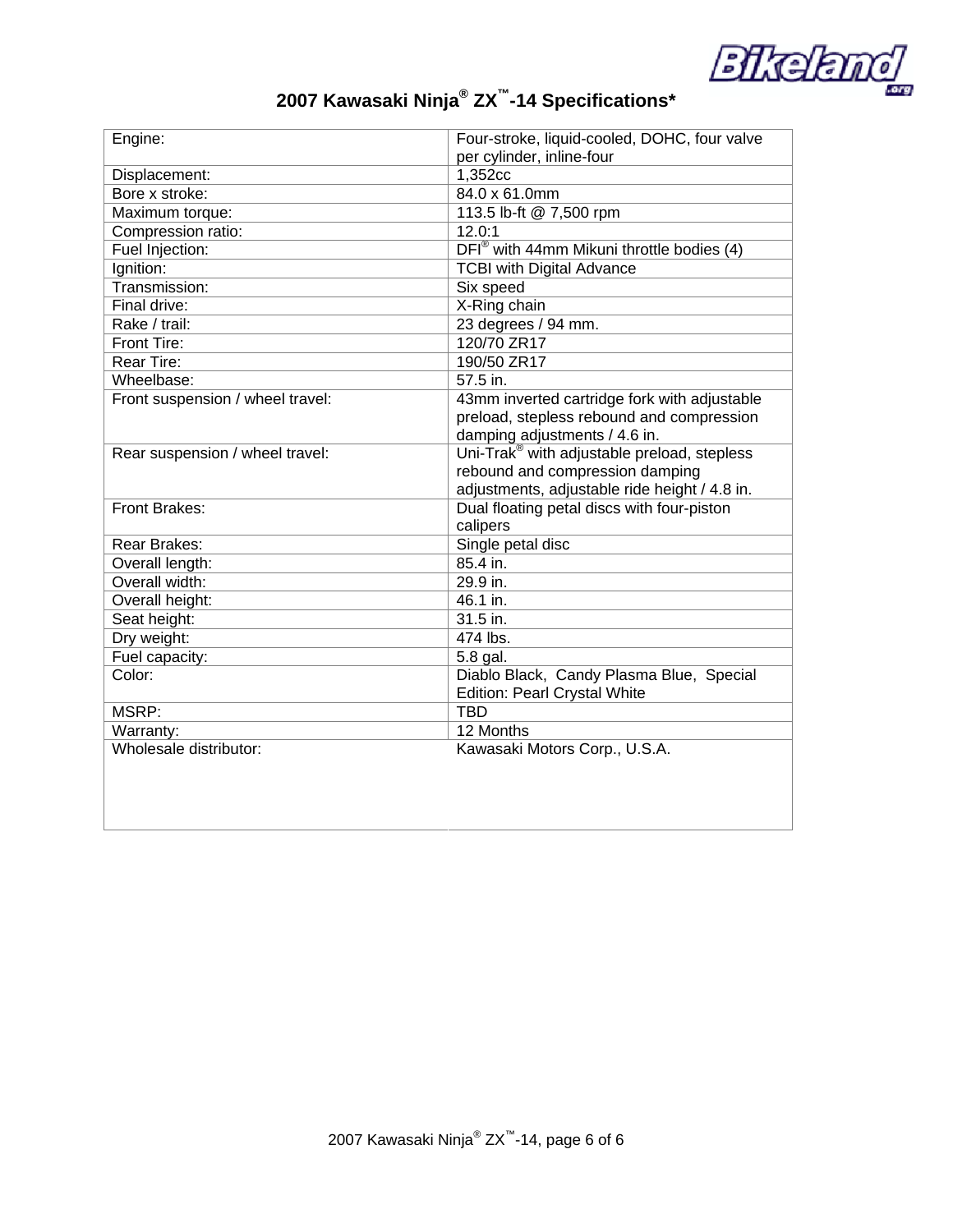# 2007 Kawasaki Ninja® ZX™-14 Specifications*

| | |
|---|---|
| Engine: | Four-stroke, liquid-cooled, DOHC, four valve per cylinder, inline-four |
| Displacement: | 1,352cc |
| Bore x stroke: | 84.0 x 61.0mm |
| Maximum torque: | 113.5 lb-ft @ 7,500 rpm |
| Compression ratio: | 12.0:1 |
| Fuel Injection: | DFI® with 44mm Mikuni throttle bodies (4) |
| Ignition: | TCBI with Digital Advance |
| Transmission: | Six speed |
| Final drive: | X-Ring chain |
| Rake / trail: | 23 degrees / 94 mm. |
| Front Tire: | 120/70 ZR17 |
| Rear Tire: | 190/50 ZR17 |
| Wheelbase: | 57.5 in. |
| Front suspension / wheel travel: | 43mm inverted cartridge fork with adjustable preload, stepless rebound and compression damping adjustments / 4.6 in. |
| Rear suspension / wheel travel: | Uni-Trak® with adjustable preload, stepless rebound and compression damping adjustments, adjustable ride height / 4.8 in. |
| Front Brakes: | Dual floating petal discs with four-piston calipers |
| Rear Brakes: | Single petal disc |
| Overall length: | 85.4 in. |
| Overall width: | 29.9 in. |
| Overall height: | 46.1 in. |
| Seat height: | 31.5 in. |
| Dry weight: | 474 lbs. |
| Fuel capacity: | 5.8 gal. |
| Color: | Diablo Black, Candy Plasma Blue, Special Edition: Pearl Crystal White |
| MSRP: | TBD |
| Warranty: | 12 Months |
| Wholesale distributor: | Kawasaki Motors Corp., U.S.A. |